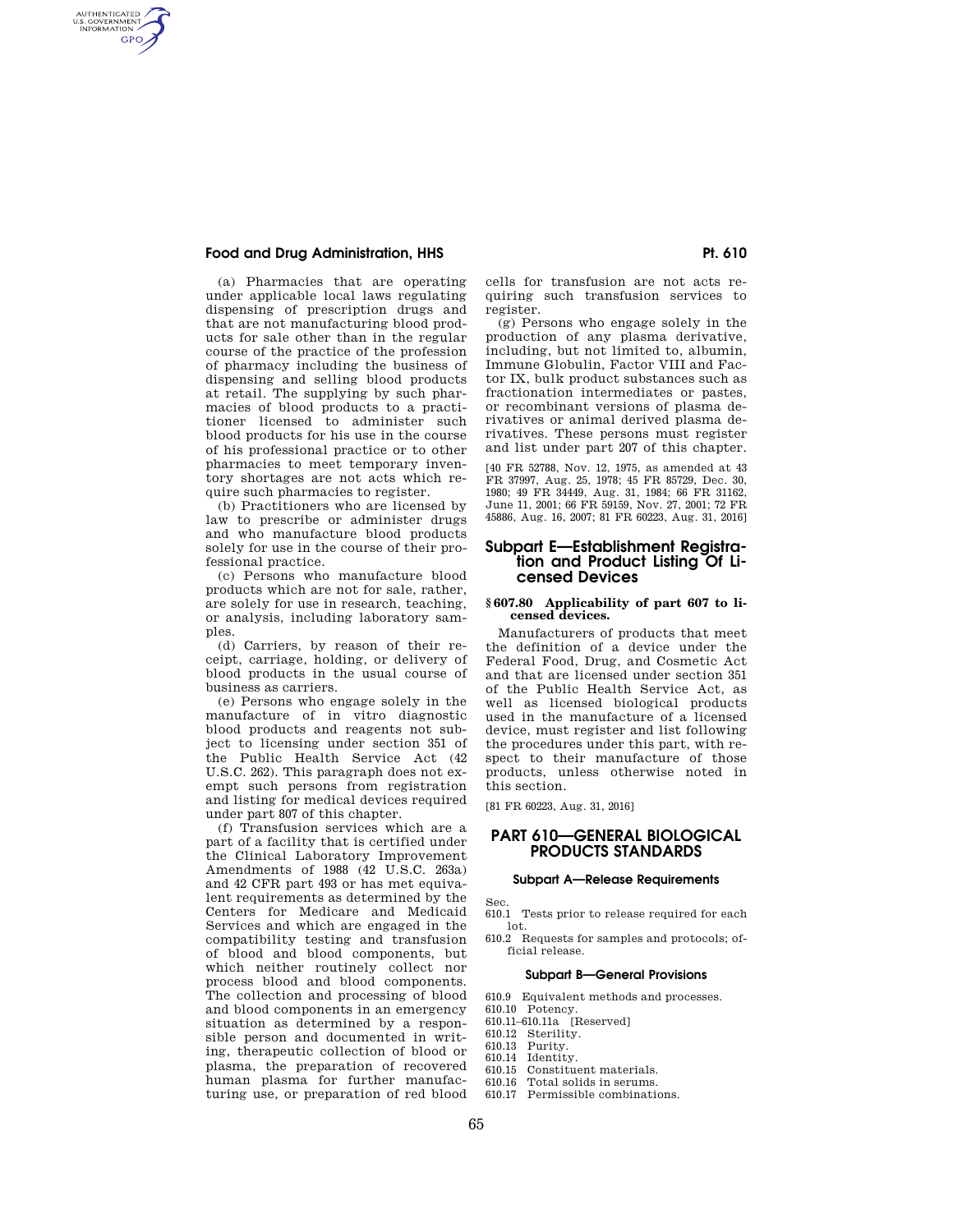(a) Pharmacies that are operating under applicable local laws regulating dispensing of prescription drugs and that are not manufacturing blood products for sale other than in the regular course of the practice of the profession of pharmacy including the business of dispensing and selling blood products at retail. The supplying by such pharmacies of blood products to a practitioner licensed to administer such blood products for his use in the course of his professional practice or to other pharmacies to meet temporary inventory shortages are not acts which require such pharmacies to register.

(b) Practitioners who are licensed by law to prescribe or administer drugs and who manufacture blood products solely for use in the course of their professional practice.

(c) Persons who manufacture blood products which are not for sale, rather, are solely for use in research, teaching, or analysis, including laboratory samples.

(d) Carriers, by reason of their receipt, carriage, holding, or delivery of blood products in the usual course of business as carriers.

(e) Persons who engage solely in the manufacture of in vitro diagnostic blood products and reagents not subject to licensing under section 351 of the Public Health Service Act (42 U.S.C. 262). This paragraph does not exempt such persons from registration and listing for medical devices required under part 807 of this chapter.

(f) Transfusion services which are a part of a facility that is certified under the Clinical Laboratory Improvement Amendments of 1988 (42 U.S.C. 263a) and 42 CFR part 493 or has met equivalent requirements as determined by the Centers for Medicare and Medicaid Services and which are engaged in the compatibility testing and transfusion of blood and blood components, but which neither routinely collect nor process blood and blood components. The collection and processing of blood and blood components in an emergency situation as determined by a responsible person and documented in writing, therapeutic collection of blood or plasma, the preparation of recovered human plasma for further manufacturing use, or preparation of red blood cells for transfusion are not acts requiring such transfusion services to register.

(g) Persons who engage solely in the production of any plasma derivative, including, but not limited to, albumin, Immune Globulin, Factor VIII and Factor IX, bulk product substances such as fractionation intermediates or pastes, or recombinant versions of plasma derivatives or animal derived plasma derivatives. These persons must register and list under part 207 of this chapter.

[40 FR 52788, Nov. 12, 1975, as amended at 43 FR 37997, Aug. 25, 1978; 45 FR 85729, Dec. 30, 1980; 49 FR 34449, Aug. 31, 1984; 66 FR 31162, June 11, 2001; 66 FR 59159, Nov. 27, 2001; 72 FR 45886, Aug. 16, 2007; 81 FR 60223, Aug. 31, 2016]

## Subpart E—Establishment Registration and Product Listing Of Licensed Devices

### § 607.80 Applicability of part 607 to licensed devices.

Manufacturers of products that meet the definition of a device under the Federal Food, Drug, and Cosmetic Act and that are licensed under section 351 of the Public Health Service Act, as well as licensed biological products used in the manufacture of a licensed device, must register and list following the procedures under this part, with respect to their manufacture of those products, unless otherwise noted in this section.

[81 FR 60223, Aug. 31, 2016]

# PART 610—GENERAL BIOLOGICAL PRODUCTS STANDARDS

#### Subpart A—Release Requirements

Sec.

610.1 Tests prior to release required for each lot.

610.2 Requests for samples and protocols; official release.

#### Subpart B—General Provisions

610.9 Equivalent methods and processes.

610.10 Potency.

610.11–610.11a [Reserved]

610.12 Sterility.

610.13 Purity.

610.14 Identity.

610.15 Constituent materials.

610.16 Total solids in serums.

610.17 Permissible combinations.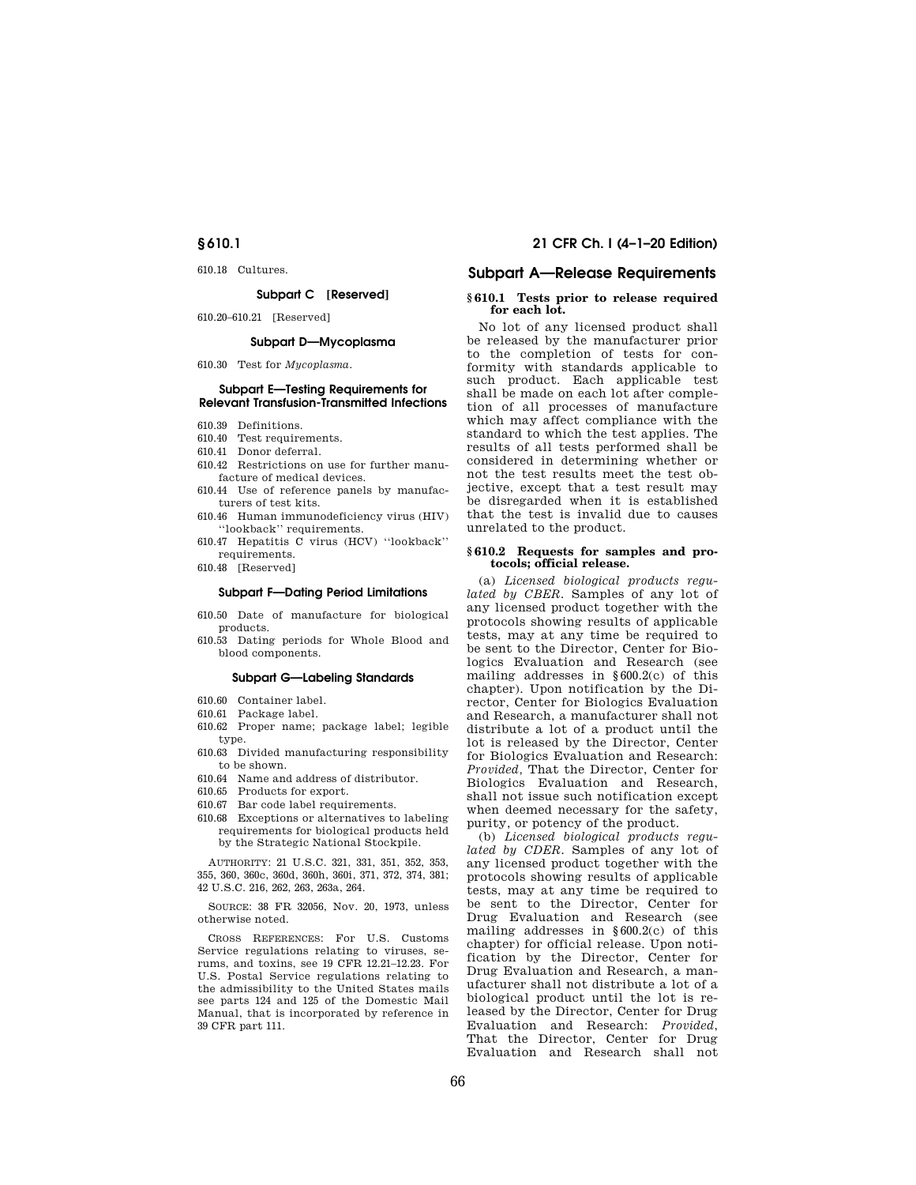610.18 Cultures.

### Subpart C [Reserved]

610.20–610.21 [Reserved]

### Subpart D—Mycoplasma

610.30 Test for *Mycoplasma*.

### Subpart E—Testing Requirements for Relevant Transfusion-Transmitted Infections

610.39 Definitions.
610.40 Test requirements.
610.41 Donor deferral.
610.42 Restrictions on use for further manufacture of medical devices.
610.44 Use of reference panels by manufacturers of test kits.
610.46 Human immunodeficiency virus (HIV) ''lookback'' requirements.
610.47 Hepatitis C virus (HCV) ''lookback'' requirements.
610.48 [Reserved]

### Subpart F—Dating Period Limitations

610.50 Date of manufacture for biological products.
610.53 Dating periods for Whole Blood and blood components.

### Subpart G—Labeling Standards

610.60 Container label.
610.61 Package label.
610.62 Proper name; package label; legible type.
610.63 Divided manufacturing responsibility to be shown.
610.64 Name and address of distributor.
610.65 Products for export.
610.67 Bar code label requirements.
610.68 Exceptions or alternatives to labeling requirements for biological products held by the Strategic National Stockpile.

AUTHORITY: 21 U.S.C. 321, 331, 351, 352, 353, 355, 360, 360c, 360d, 360h, 360i, 371, 372, 374, 381; 42 U.S.C. 216, 262, 263, 263a, 264.

SOURCE: 38 FR 32056, Nov. 20, 1973, unless otherwise noted.

CROSS REFERENCES: For U.S. Customs Service regulations relating to viruses, serums, and toxins, see 19 CFR 12.21–12.23. For U.S. Postal Service regulations relating to the admissibility to the United States mails see parts 124 and 125 of the Domestic Mail Manual, that is incorporated by reference in 39 CFR part 111.

## Subpart A—Release Requirements

### § 610.1 Tests prior to release required for each lot.

No lot of any licensed product shall be released by the manufacturer prior to the completion of tests for conformity with standards applicable to such product. Each applicable test shall be made on each lot after completion of all processes of manufacture which may affect compliance with the standard to which the test applies. The results of all tests performed shall be considered in determining whether or not the test results meet the test objective, except that a test result may be disregarded when it is established that the test is invalid due to causes unrelated to the product.

### § 610.2 Requests for samples and protocols; official release.

(a) *Licensed biological products regulated by CBER.* Samples of any lot of any licensed product together with the protocols showing results of applicable tests, may at any time be required to be sent to the Director, Center for Biologics Evaluation and Research (see mailing addresses in § 600.2(c) of this chapter). Upon notification by the Director, Center for Biologics Evaluation and Research, a manufacturer shall not distribute a lot of a product until the lot is released by the Director, Center for Biologics Evaluation and Research: *Provided,* That the Director, Center for Biologics Evaluation and Research, shall not issue such notification except when deemed necessary for the safety, purity, or potency of the product.

(b) *Licensed biological products regulated by CDER.* Samples of any lot of any licensed product together with the protocols showing results of applicable tests, may at any time be required to be sent to the Director, Center for Drug Evaluation and Research (see mailing addresses in § 600.2(c) of this chapter) for official release. Upon notification by the Director, Center for Drug Evaluation and Research, a manufacturer shall not distribute a lot of a biological product until the lot is released by the Director, Center for Drug Evaluation and Research: *Provided,* That the Director, Center for Drug Evaluation and Research shall not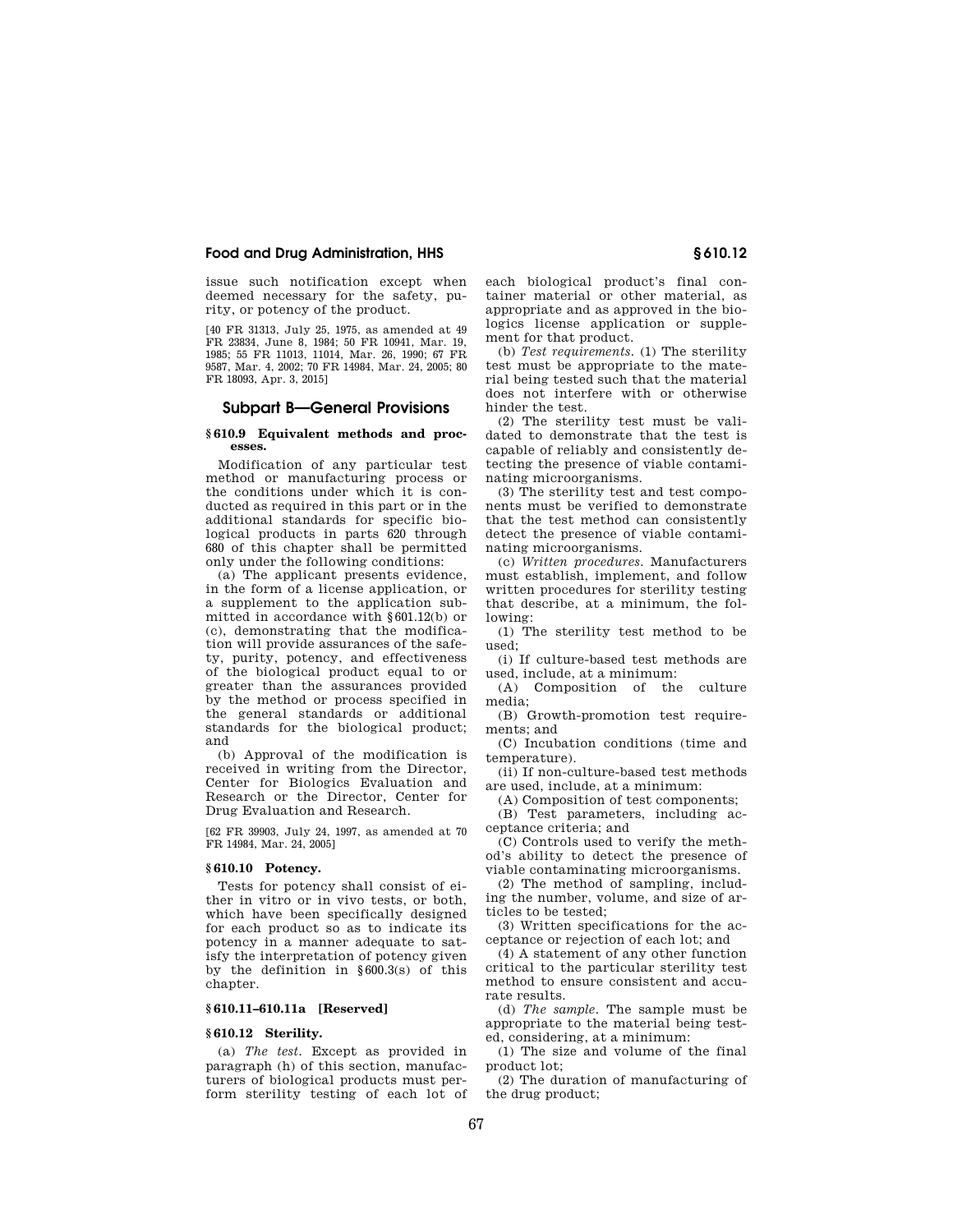issue such notification except when deemed necessary for the safety, purity, or potency of the product.

[40 FR 31313, July 25, 1975, as amended at 49 FR 23834, June 8, 1984; 50 FR 10941, Mar. 19, 1985; 55 FR 11013, 11014, Mar. 26, 1990; 67 FR 9587, Mar. 4, 2002; 70 FR 14984, Mar. 24, 2005; 80 FR 18093, Apr. 3, 2015]

## Subpart B—General Provisions

### § 610.9 Equivalent methods and processes.

Modification of any particular test method or manufacturing process or the conditions under which it is conducted as required in this part or in the additional standards for specific biological products in parts 620 through 680 of this chapter shall be permitted only under the following conditions:

(a) The applicant presents evidence, in the form of a license application, or a supplement to the application submitted in accordance with § 601.12(b) or (c), demonstrating that the modification will provide assurances of the safety, purity, potency, and effectiveness of the biological product equal to or greater than the assurances provided by the method or process specified in the general standards or additional standards for the biological product; and

(b) Approval of the modification is received in writing from the Director, Center for Biologics Evaluation and Research or the Director, Center for Drug Evaluation and Research.

[62 FR 39903, July 24, 1997, as amended at 70 FR 14984, Mar. 24, 2005]

### § 610.10 Potency.

Tests for potency shall consist of either in vitro or in vivo tests, or both, which have been specifically designed for each product so as to indicate its potency in a manner adequate to satisfy the interpretation of potency given by the definition in § 600.3(s) of this chapter.

### § 610.11–610.11a [Reserved]

### § 610.12 Sterility.

(a) *The test.* Except as provided in paragraph (h) of this section, manufacturers of biological products must perform sterility testing of each lot of each biological product's final container material or other material, as appropriate and as approved in the biologics license application or supplement for that product.

(b) *Test requirements.* (1) The sterility test must be appropriate to the material being tested such that the material does not interfere with or otherwise hinder the test.

(2) The sterility test must be validated to demonstrate that the test is capable of reliably and consistently detecting the presence of viable contaminating microorganisms.

(3) The sterility test and test components must be verified to demonstrate that the test method can consistently detect the presence of viable contaminating microorganisms.

(c) *Written procedures.* Manufacturers must establish, implement, and follow written procedures for sterility testing that describe, at a minimum, the following:

(1) The sterility test method to be used;

(i) If culture-based test methods are used, include, at a minimum:

(A) Composition of the culture media;

(B) Growth-promotion test requirements; and

(C) Incubation conditions (time and temperature).

(ii) If non-culture-based test methods are used, include, at a minimum:

(A) Composition of test components;

(B) Test parameters, including acceptance criteria; and

(C) Controls used to verify the method's ability to detect the presence of viable contaminating microorganisms.

(2) The method of sampling, including the number, volume, and size of articles to be tested;

(3) Written specifications for the acceptance or rejection of each lot; and

(4) A statement of any other function critical to the particular sterility test method to ensure consistent and accurate results.

(d) *The sample.* The sample must be appropriate to the material being tested, considering, at a minimum:

(1) The size and volume of the final product lot;

(2) The duration of manufacturing of the drug product;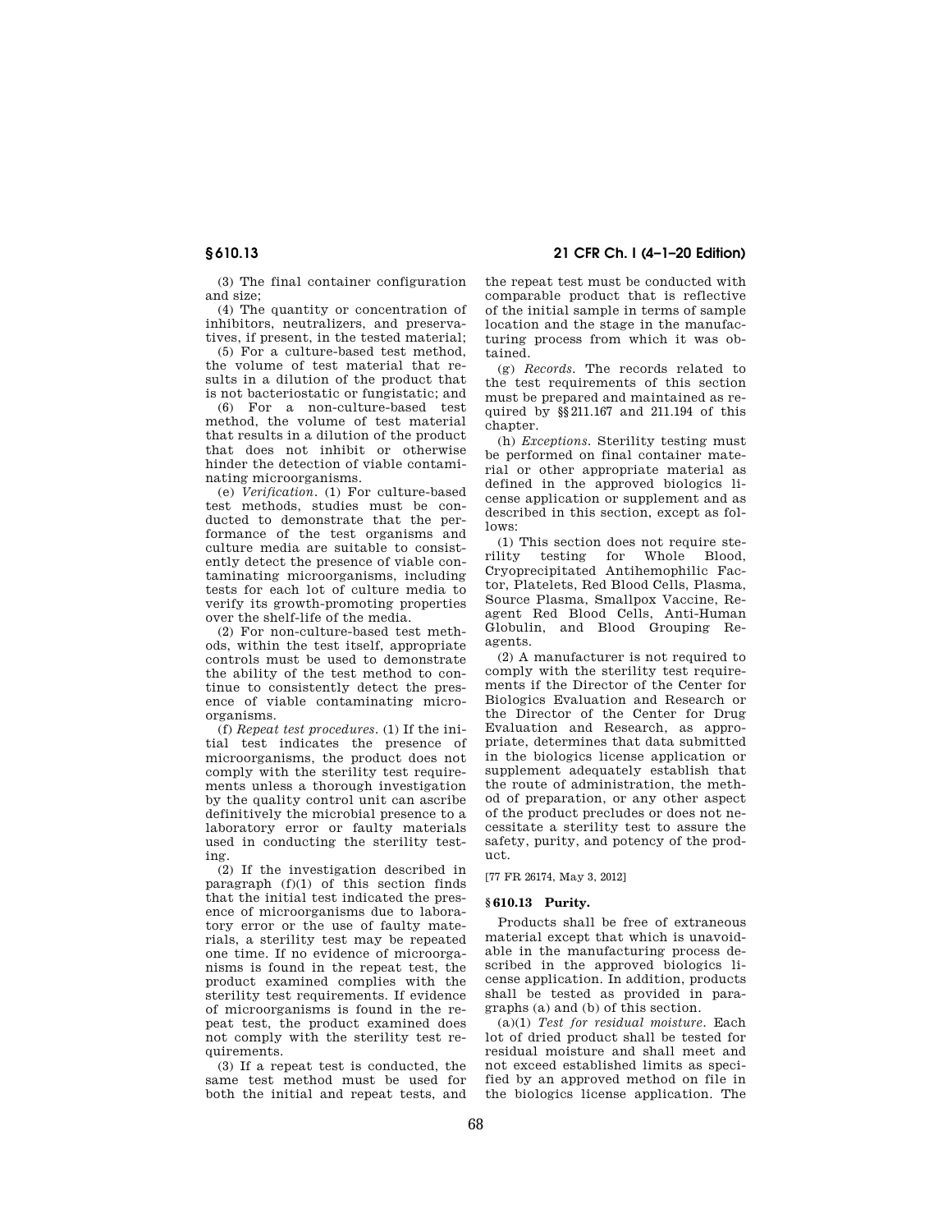(3) The final container configuration and size;

(4) The quantity or concentration of inhibitors, neutralizers, and preservatives, if present, in the tested material;

(5) For a culture-based test method, the volume of test material that results in a dilution of the product that is not bacteriostatic or fungistatic; and

(6) For a non-culture-based test method, the volume of test material that results in a dilution of the product that does not inhibit or otherwise hinder the detection of viable contaminating microorganisms.

(e) *Verification.* (1) For culture-based test methods, studies must be conducted to demonstrate that the performance of the test organisms and culture media are suitable to consistently detect the presence of viable contaminating microorganisms, including tests for each lot of culture media to verify its growth-promoting properties over the shelf-life of the media.

(2) For non-culture-based test methods, within the test itself, appropriate controls must be used to demonstrate the ability of the test method to continue to consistently detect the presence of viable contaminating microorganisms.

(f) *Repeat test procedures.* (1) If the initial test indicates the presence of microorganisms, the product does not comply with the sterility test requirements unless a thorough investigation by the quality control unit can ascribe definitively the microbial presence to a laboratory error or faulty materials used in conducting the sterility testing.

(2) If the investigation described in paragraph (f)(1) of this section finds that the initial test indicated the presence of microorganisms due to laboratory error or the use of faulty materials, a sterility test may be repeated one time. If no evidence of microorganisms is found in the repeat test, the product examined complies with the sterility test requirements. If evidence of microorganisms is found in the repeat test, the product examined does not comply with the sterility test requirements.

(3) If a repeat test is conducted, the same test method must be used for both the initial and repeat tests, and the repeat test must be conducted with comparable product that is reflective of the initial sample in terms of sample location and the stage in the manufacturing process from which it was obtained.

(g) *Records.* The records related to the test requirements of this section must be prepared and maintained as required by §§ 211.167 and 211.194 of this chapter.

(h) *Exceptions.* Sterility testing must be performed on final container material or other appropriate material as defined in the approved biologics license application or supplement and as described in this section, except as follows:

(1) This section does not require sterility testing for Whole Blood, Cryoprecipitated Antihemophilic Factor, Platelets, Red Blood Cells, Plasma, Source Plasma, Smallpox Vaccine, Reagent Red Blood Cells, Anti-Human Globulin, and Blood Grouping Reagents.

(2) A manufacturer is not required to comply with the sterility test requirements if the Director of the Center for Biologics Evaluation and Research or the Director of the Center for Drug Evaluation and Research, as appropriate, determines that data submitted in the biologics license application or supplement adequately establish that the route of administration, the method of preparation, or any other aspect of the product precludes or does not necessitate a sterility test to assure the safety, purity, and potency of the product.

[77 FR 26174, May 3, 2012]

## § 610.13 Purity.

Products shall be free of extraneous material except that which is unavoidable in the manufacturing process described in the approved biologics license application. In addition, products shall be tested as provided in paragraphs (a) and (b) of this section.

(a)(1) *Test for residual moisture.* Each lot of dried product shall be tested for residual moisture and shall meet and not exceed established limits as specified by an approved method on file in the biologics license application. The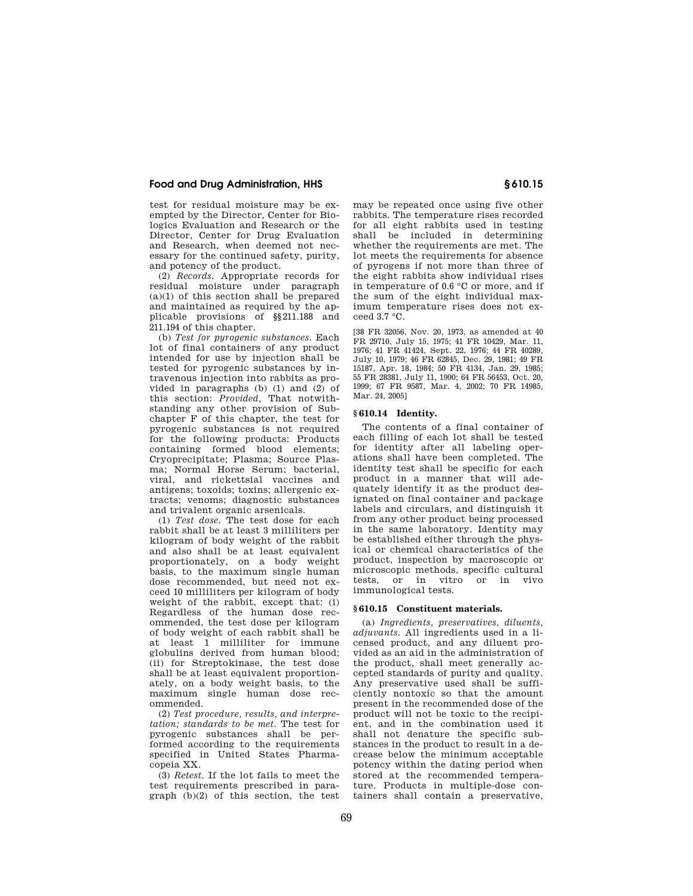test for residual moisture may be exempted by the Director, Center for Biologics Evaluation and Research or the Director, Center for Drug Evaluation and Research, when deemed not necessary for the continued safety, purity, and potency of the product.

(2) *Records.* Appropriate records for residual moisture under paragraph (a)(1) of this section shall be prepared and maintained as required by the applicable provisions of §§211.188 and 211.194 of this chapter.

(b) *Test for pyrogenic substances.* Each lot of final containers of any product intended for use by injection shall be tested for pyrogenic substances by intravenous injection into rabbits as provided in paragraphs (b) (1) and (2) of this section: *Provided,* That notwithstanding any other provision of Subchapter F of this chapter, the test for pyrogenic substances is not required for the following products: Products containing formed blood elements; Cryoprecipitate; Plasma; Source Plasma; Normal Horse Serum; bacterial, viral, and rickettsial vaccines and antigens; toxoids; toxins; allergenic extracts; venoms; diagnostic substances and trivalent organic arsenicals.

(1) *Test dose.* The test dose for each rabbit shall be at least 3 milliliters per kilogram of body weight of the rabbit and also shall be at least equivalent proportionately, on a body weight basis, to the maximum single human dose recommended, but need not exceed 10 milliliters per kilogram of body weight of the rabbit, except that: (i) Regardless of the human dose recommended, the test dose per kilogram of body weight of each rabbit shall be at least 1 milliliter for immune globulins derived from human blood; (ii) for Streptokinase, the test dose shall be at least equivalent proportionately, on a body weight basis, to the maximum single human dose recommended.

(2) *Test procedure, results, and interpretation; standards to be met.* The test for pyrogenic substances shall be performed according to the requirements specified in United States Pharmacopeia XX.

(3) *Retest.* If the lot fails to meet the test requirements prescribed in paragraph (b)(2) of this section, the test may be repeated once using five other rabbits. The temperature rises recorded for all eight rabbits used in testing shall be included in determining whether the requirements are met. The lot meets the requirements for absence of pyrogens if not more than three of the eight rabbits show individual rises in temperature of 0.6 °C or more, and if the sum of the eight individual maximum temperature rises does not exceed 3.7 °C.

[38 FR 32056, Nov. 20, 1973, as amended at 40 FR 29710, July 15, 1975; 41 FR 10429, Mar. 11, 1976; 41 FR 41424, Sept. 22, 1976; 44 FR 40289, July 10, 1979; 46 FR 62845, Dec. 29, 1981; 49 FR 15187, Apr. 18, 1984; 50 FR 4134, Jan. 29, 1985; 55 FR 28381, July 11, 1990; 64 FR 56453, Oct. 20, 1999; 67 FR 9587, Mar. 4, 2002; 70 FR 14985, Mar. 24, 2005]

## § 610.14 Identity.

The contents of a final container of each filling of each lot shall be tested for identity after all labeling operations shall have been completed. The identity test shall be specific for each product in a manner that will adequately identify it as the product designated on final container and package labels and circulars, and distinguish it from any other product being processed in the same laboratory. Identity may be established either through the physical or chemical characteristics of the product, inspection by macroscopic or microscopic methods, specific cultural tests, or in vitro or in vivo immunological tests.

## § 610.15 Constituent materials.

(a) *Ingredients, preservatives, diluents, adjuvants.* All ingredients used in a licensed product, and any diluent provided as an aid in the administration of the product, shall meet generally accepted standards of purity and quality. Any preservative used shall be sufficiently nontoxic so that the amount present in the recommended dose of the product will not be toxic to the recipient, and in the combination used it shall not denature the specific substances in the product to result in a decrease below the minimum acceptable potency within the dating period when stored at the recommended temperature. Products in multiple-dose containers shall contain a preservative,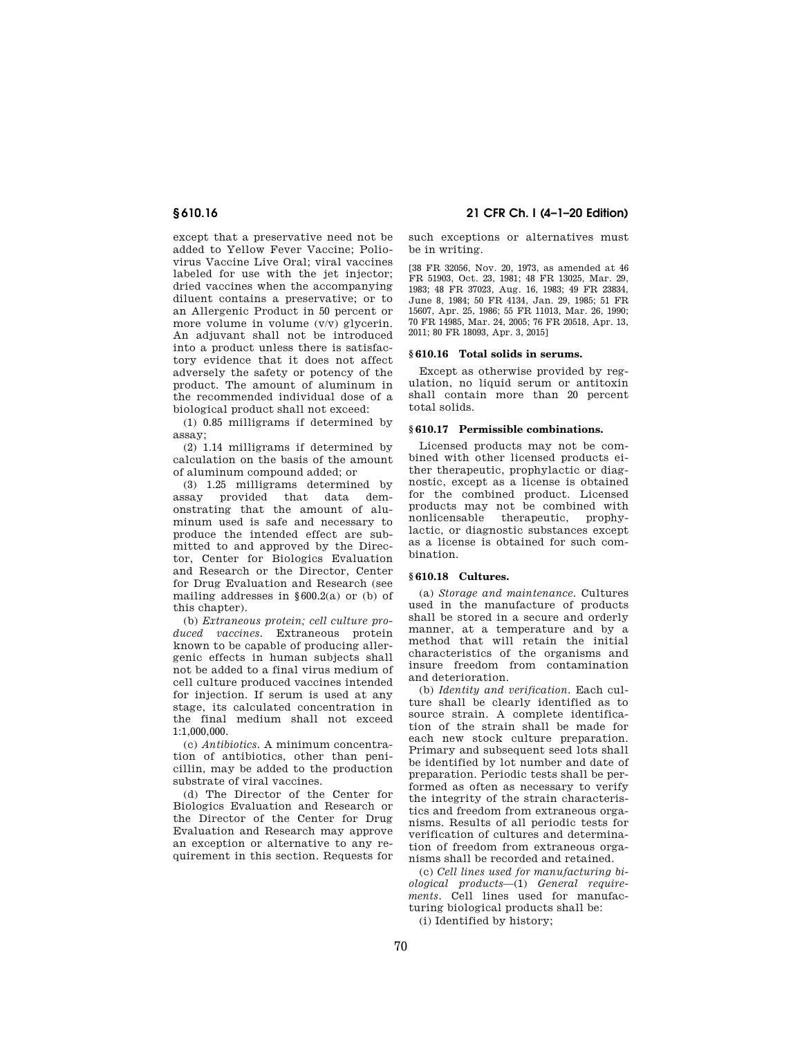except that a preservative need not be added to Yellow Fever Vaccine; Poliovirus Vaccine Live Oral; viral vaccines labeled for use with the jet injector; dried vaccines when the accompanying diluent contains a preservative; or to an Allergenic Product in 50 percent or more volume in volume (v/v) glycerin. An adjuvant shall not be introduced into a product unless there is satisfactory evidence that it does not affect adversely the safety or potency of the product. The amount of aluminum in the recommended individual dose of a biological product shall not exceed:

(1) 0.85 milligrams if determined by assay;

(2) 1.14 milligrams if determined by calculation on the basis of the amount of aluminum compound added; or

(3) 1.25 milligrams determined by assay provided that data demonstrating that the amount of aluminum used is safe and necessary to produce the intended effect are submitted to and approved by the Director, Center for Biologics Evaluation and Research or the Director, Center for Drug Evaluation and Research (see mailing addresses in §600.2(a) or (b) of this chapter).

(b) *Extraneous protein; cell culture produced vaccines.* Extraneous protein known to be capable of producing allergenic effects in human subjects shall not be added to a final virus medium of cell culture produced vaccines intended for injection. If serum is used at any stage, its calculated concentration in the final medium shall not exceed 1:1,000,000.

(c) *Antibiotics.* A minimum concentration of antibiotics, other than penicillin, may be added to the production substrate of viral vaccines.

(d) The Director of the Center for Biologics Evaluation and Research or the Director of the Center for Drug Evaluation and Research may approve an exception or alternative to any requirement in this section. Requests for such exceptions or alternatives must be in writing.

[38 FR 32056, Nov. 20, 1973, as amended at 46 FR 51903, Oct. 23, 1981; 48 FR 13025, Mar. 29, 1983; 48 FR 37023, Aug. 16, 1983; 49 FR 23834, June 8, 1984; 50 FR 4134, Jan. 29, 1985; 51 FR 15607, Apr. 25, 1986; 55 FR 11013, Mar. 26, 1990; 70 FR 14985, Mar. 24, 2005; 76 FR 20518, Apr. 13, 2011; 80 FR 18093, Apr. 3, 2015]

### § 610.16 Total solids in serums.

Except as otherwise provided by regulation, no liquid serum or antitoxin shall contain more than 20 percent total solids.

### § 610.17 Permissible combinations.

Licensed products may not be combined with other licensed products either therapeutic, prophylactic or diagnostic, except as a license is obtained for the combined product. Licensed products may not be combined with nonlicensable therapeutic, prophylactic, or diagnostic substances except as a license is obtained for such combination.

### § 610.18 Cultures.

(a) *Storage and maintenance.* Cultures used in the manufacture of products shall be stored in a secure and orderly manner, at a temperature and by a method that will retain the initial characteristics of the organisms and insure freedom from contamination and deterioration.

(b) *Identity and verification.* Each culture shall be clearly identified as to source strain. A complete identification of the strain shall be made for each new stock culture preparation. Primary and subsequent seed lots shall be identified by lot number and date of preparation. Periodic tests shall be performed as often as necessary to verify the integrity of the strain characteristics and freedom from extraneous organisms. Results of all periodic tests for verification of cultures and determination of freedom from extraneous organisms shall be recorded and retained.

(c) *Cell lines used for manufacturing biological products*—(1) *General requirements.* Cell lines used for manufacturing biological products shall be:

(i) Identified by history;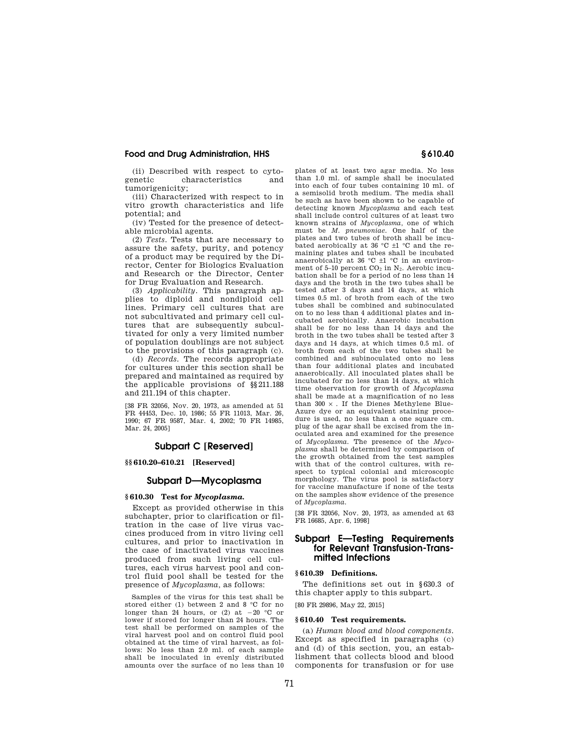(ii) Described with respect to cytogenetic characteristics and tumorigenicity;

(iii) Characterized with respect to in vitro growth characteristics and life potential; and

(iv) Tested for the presence of detectable microbial agents.

(2) *Tests.* Tests that are necessary to assure the safety, purity, and potency of a product may be required by the Director, Center for Biologics Evaluation and Research or the Director, Center for Drug Evaluation and Research.

(3) *Applicability.* This paragraph applies to diploid and nondiploid cell lines. Primary cell cultures that are not subcultivated and primary cell cultures that are subsequently subcultivated for only a very limited number of population doublings are not subject to the provisions of this paragraph (c).

(d) *Records.* The records appropriate for cultures under this section shall be prepared and maintained as required by the applicable provisions of §§211.188 and 211.194 of this chapter.

[38 FR 32056, Nov. 20, 1973, as amended at 51 FR 44453, Dec. 10, 1986; 55 FR 11013, Mar. 26, 1990; 67 FR 9587, Mar. 4, 2002; 70 FR 14985, Mar. 24, 2005]

## Subpart C [Reserved]

### §§610.20–610.21 [Reserved]

## Subpart D—Mycoplasma

### §610.30 Test for *Mycoplasma.*

Except as provided otherwise in this subchapter, prior to clarification or filtration in the case of live virus vaccines produced from in vitro living cell cultures, and prior to inactivation in the case of inactivated virus vaccines produced from such living cell cultures, each virus harvest pool and control fluid pool shall be tested for the presence of *Mycoplasma*, as follows:

Samples of the virus for this test shall be stored either (1) between 2 and 8 °C for no longer than 24 hours, or (2) at −20 °C or lower if stored for longer than 24 hours. The test shall be performed on samples of the viral harvest pool and on control fluid pool obtained at the time of viral harvest, as follows: No less than 2.0 ml. of each sample shall be inoculated in evenly distributed amounts over the surface of no less than 10 plates of at least two agar media. No less than 1.0 ml. of sample shall be inoculated into each of four tubes containing 10 ml. of a semisolid broth medium. The media shall be such as have been shown to be capable of detecting known *Mycoplasma* and each test shall include control cultures of at least two known strains of *Mycoplasma*, one of which must be *M. pneumoniae*. One half of the plates and two tubes of broth shall be incubated aerobically at 36 °C ±1 °C and the remaining plates and tubes shall be incubated anaerobically at 36 °C ±1 °C in an environment of 5–10 percent $CO_2$ in $N_2$. Aerobic incubation shall be for a period of no less than 14 days and the broth in the two tubes shall be tested after 3 days and 14 days, at which times 0.5 ml. of broth from each of the two tubes shall be combined and subinoculated on to no less than 4 additional plates and incubated aerobically. Anaerobic incubation shall be for no less than 14 days and the broth in the two tubes shall be tested after 3 days and 14 days, at which times 0.5 ml. of broth from each of the two tubes shall be combined and subinoculated onto no less than four additional plates and incubated anaerobically. All inoculated plates shall be incubated for no less than 14 days, at which time observation for growth of *Mycoplasma* shall be made at a magnification of no less than 300 ×. If the Dienes Methylene Blue-Azure dye or an equivalent staining procedure is used, no less than a one square cm. plug of the agar shall be excised from the inoculated area and examined for the presence of *Mycoplasma*. The presence of the *Mycoplasma* shall be determined by comparison of the growth obtained from the test samples with that of the control cultures, with respect to typical colonial and microscopic morphology. The virus pool is satisfactory for vaccine manufacture if none of the tests on the samples show evidence of the presence of *Mycoplasma*.

[38 FR 32056, Nov. 20, 1973, as amended at 63 FR 16685, Apr. 6, 1998]

## Subpart E—Testing Requirements for Relevant Transfusion-Transmitted Infections

### §610.39 Definitions.

The definitions set out in §630.3 of this chapter apply to this subpart.

[80 FR 29896, May 22, 2015]

### §610.40 Test requirements.

(a) *Human blood and blood components.* Except as specified in paragraphs (c) and (d) of this section, you, an establishment that collects blood and blood components for transfusion or for use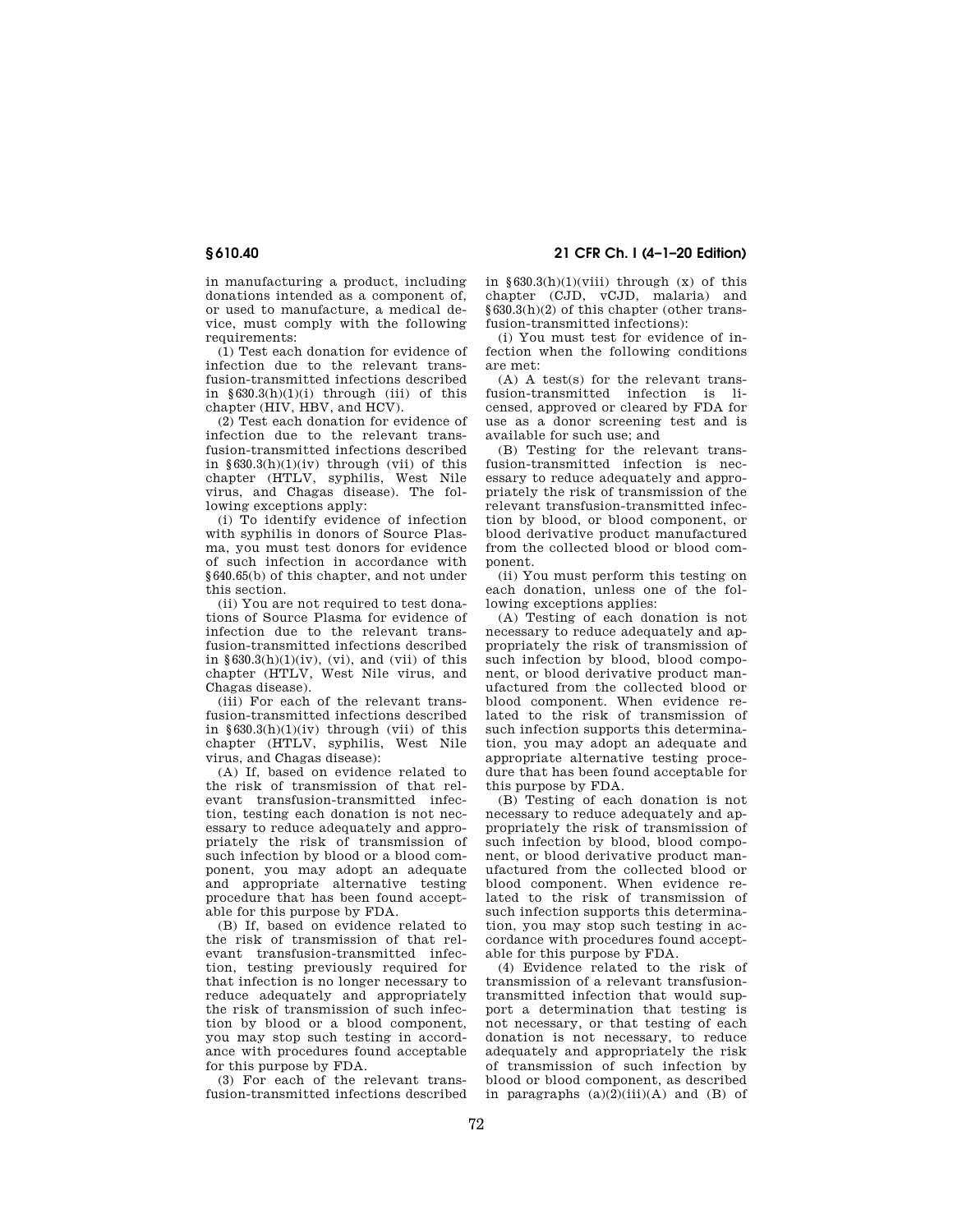in manufacturing a product, including donations intended as a component of, or used to manufacture, a medical device, must comply with the following requirements:

(1) Test each donation for evidence of infection due to the relevant transfusion-transmitted infections described in §630.3(h)(1)(i) through (iii) of this chapter (HIV, HBV, and HCV).

(2) Test each donation for evidence of infection due to the relevant transfusion-transmitted infections described in §630.3(h)(1)(iv) through (vii) of this chapter (HTLV, syphilis, West Nile virus, and Chagas disease). The following exceptions apply:

(i) To identify evidence of infection with syphilis in donors of Source Plasma, you must test donors for evidence of such infection in accordance with §640.65(b) of this chapter, and not under this section.

(ii) You are not required to test donations of Source Plasma for evidence of infection due to the relevant transfusion-transmitted infections described in §630.3(h)(1)(iv), (vi), and (vii) of this chapter (HTLV, West Nile virus, and Chagas disease).

(iii) For each of the relevant transfusion-transmitted infections described in §630.3(h)(1)(iv) through (vii) of this chapter (HTLV, syphilis, West Nile virus, and Chagas disease):

(A) If, based on evidence related to the risk of transmission of that relevant transfusion-transmitted infection, testing each donation is not necessary to reduce adequately and appropriately the risk of transmission of such infection by blood or a blood component, you may adopt an adequate and appropriate alternative testing procedure that has been found acceptable for this purpose by FDA.

(B) If, based on evidence related to the risk of transmission of that relevant transfusion-transmitted infection, testing previously required for that infection is no longer necessary to reduce adequately and appropriately the risk of transmission of such infection by blood or a blood component, you may stop such testing in accordance with procedures found acceptable for this purpose by FDA.

(3) For each of the relevant transfusion-transmitted infections described in §630.3(h)(1)(viii) through (x) of this chapter (CJD, vCJD, malaria) and §630.3(h)(2) of this chapter (other transfusion-transmitted infections):

(i) You must test for evidence of infection when the following conditions are met:

(A) A test(s) for the relevant transfusion-transmitted infection is licensed, approved or cleared by FDA for use as a donor screening test and is available for such use; and

(B) Testing for the relevant transfusion-transmitted infection is necessary to reduce adequately and appropriately the risk of transmission of the relevant transfusion-transmitted infection by blood, or blood component, or blood derivative product manufactured from the collected blood or blood component.

(ii) You must perform this testing on each donation, unless one of the following exceptions applies:

(A) Testing of each donation is not necessary to reduce adequately and appropriately the risk of transmission of such infection by blood, blood component, or blood derivative product manufactured from the collected blood or blood component. When evidence related to the risk of transmission of such infection supports this determination, you may adopt an adequate and appropriate alternative testing procedure that has been found acceptable for this purpose by FDA.

(B) Testing of each donation is not necessary to reduce adequately and appropriately the risk of transmission of such infection by blood, blood component, or blood derivative product manufactured from the collected blood or blood component. When evidence related to the risk of transmission of such infection supports this determination, you may stop such testing in accordance with procedures found acceptable for this purpose by FDA.

(4) Evidence related to the risk of transmission of a relevant transfusion-transmitted infection that would support a determination that testing is not necessary, or that testing of each donation is not necessary, to reduce adequately and appropriately the risk of transmission of such infection by blood or blood component, as described in paragraphs (a)(2)(iii)(A) and (B) of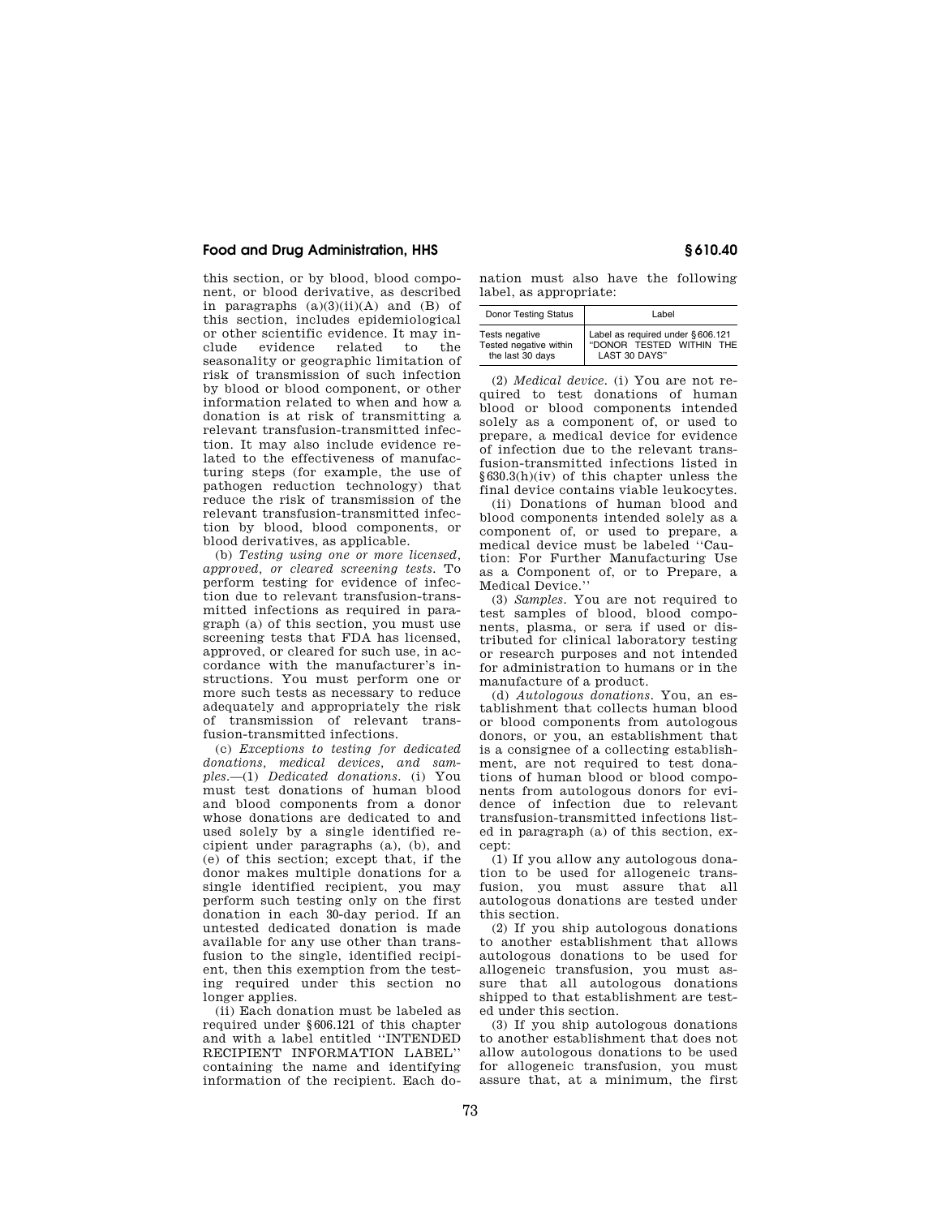this section, or by blood, blood component, or blood derivative, as described in paragraphs (a)(3)(ii)(A) and (B) of this section, includes epidemiological or other scientific evidence. It may include evidence related to the seasonality or geographic limitation of risk of transmission of such infection by blood or blood component, or other information related to when and how a donation is at risk of transmitting a relevant transfusion-transmitted infection. It may also include evidence related to the effectiveness of manufacturing steps (for example, the use of pathogen reduction technology) that reduce the risk of transmission of the relevant transfusion-transmitted infection by blood, blood components, or blood derivatives, as applicable.

(b) *Testing using one or more licensed, approved, or cleared screening tests.* To perform testing for evidence of infection due to relevant transfusion-transmitted infections as required in paragraph (a) of this section, you must use screening tests that FDA has licensed, approved, or cleared for such use, in accordance with the manufacturer's instructions. You must perform one or more such tests as necessary to reduce adequately and appropriately the risk of transmission of relevant transfusion-transmitted infections.

(c) *Exceptions to testing for dedicated donations, medical devices, and samples.*—(1) *Dedicated donations.* (i) You must test donations of human blood and blood components from a donor whose donations are dedicated to and used solely by a single identified recipient under paragraphs (a), (b), and (e) of this section; except that, if the donor makes multiple donations for a single identified recipient, you may perform such testing only on the first donation in each 30-day period. If an untested dedicated donation is made available for any use other than transfusion to the single, identified recipient, then this exemption from the testing required under this section no longer applies.

(ii) Each donation must be labeled as required under §606.121 of this chapter and with a label entitled "INTENDED RECIPIENT INFORMATION LABEL" containing the name and identifying information of the recipient. Each donation must also have the following label, as appropriate:

| Donor Testing Status | Label |
|---|---|
| Tests negative Tested negative within the last 30 days | Label as required under §606.121 "DONOR TESTED WITHIN THE LAST 30 DAYS" |

(2) *Medical device.* (i) You are not required to test donations of human blood or blood components intended solely as a component of, or used to prepare, a medical device for evidence of infection due to the relevant transfusion-transmitted infections listed in §630.3(h)(iv) of this chapter unless the final device contains viable leukocytes.

(ii) Donations of human blood and blood components intended solely as a component of, or used to prepare, a medical device must be labeled "Caution: For Further Manufacturing Use as a Component of, or to Prepare, a Medical Device."

(3) *Samples.* You are not required to test samples of blood, blood components, plasma, or sera if used or distributed for clinical laboratory testing or research purposes and not intended for administration to humans or in the manufacture of a product.

(d) *Autologous donations.* You, an establishment that collects human blood or blood components from autologous donors, or you, an establishment that is a consignee of a collecting establishment, are not required to test donations of human blood or blood components from autologous donors for evidence of infection due to relevant transfusion-transmitted infections listed in paragraph (a) of this section, except:

(1) If you allow any autologous donation to be used for allogeneic transfusion, you must assure that all autologous donations are tested under this section.

(2) If you ship autologous donations to another establishment that allows autologous donations to be used for allogeneic transfusion, you must assure that all autologous donations shipped to that establishment are tested under this section.

(3) If you ship autologous donations to another establishment that does not allow autologous donations to be used for allogeneic transfusion, you must assure that, at a minimum, the first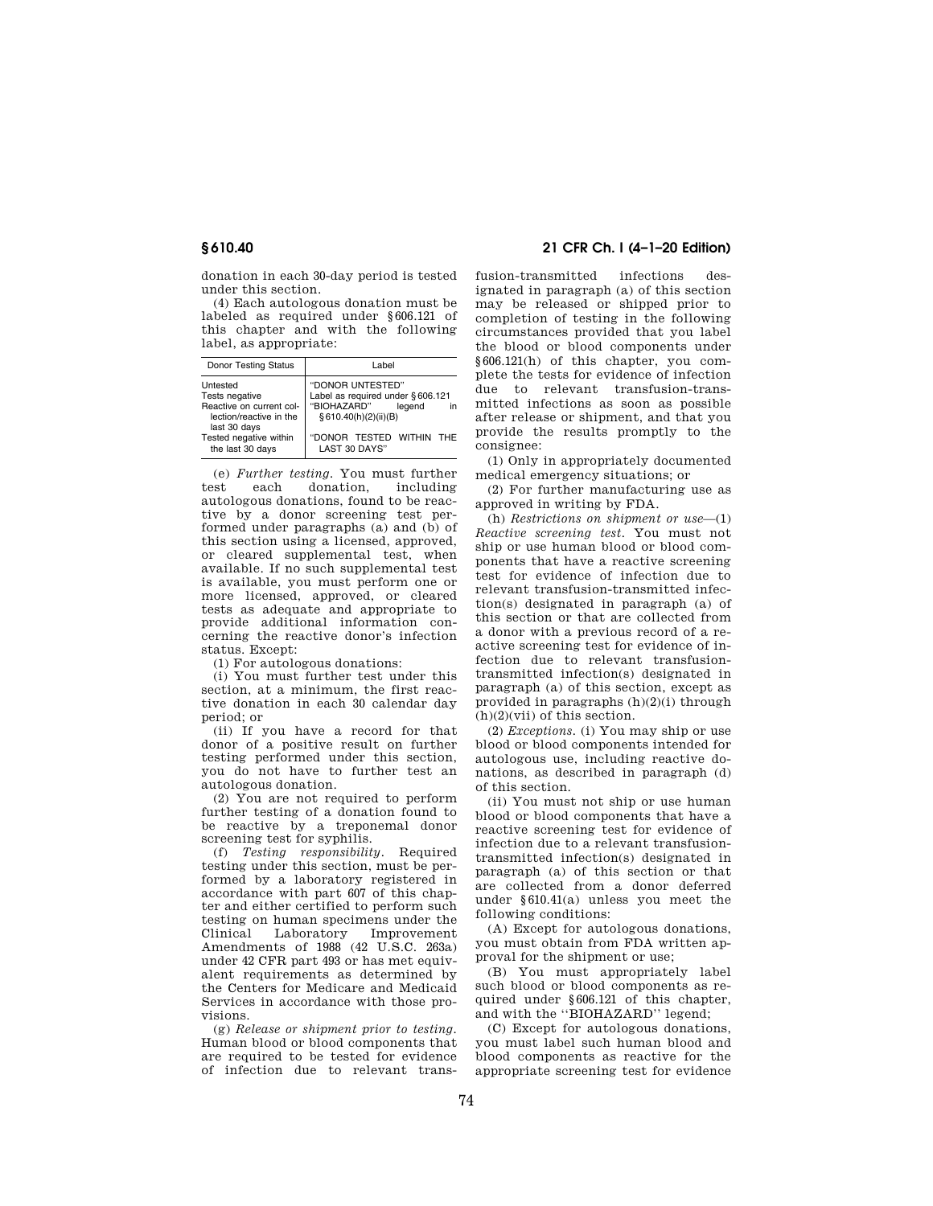donation in each 30-day period is tested under this section.

(4) Each autologous donation must be labeled as required under §606.121 of this chapter and with the following label, as appropriate:

| Donor Testing Status | Label |
|---|---|
| Untested | "DONOR UNTESTED" |
| Tests negative | Label as required under §606.121 |
| Reactive on current collection/reactive in the last 30 days | "BIOHAZARD" legend in §610.40(h)(2)(ii)(B) |
| Tested negative within the last 30 days | "DONOR TESTED WITHIN THE LAST 30 DAYS" |

(e) *Further testing.* You must further test each donation, including autologous donations, found to be reactive by a donor screening test performed under paragraphs (a) and (b) of this section using a licensed, approved, or cleared supplemental test, when available. If no such supplemental test is available, you must perform one or more licensed, approved, or cleared tests as adequate and appropriate to provide additional information concerning the reactive donor's infection status. Except:

(1) For autologous donations:

(i) You must further test under this section, at a minimum, the first reactive donation in each 30 calendar day period; or

(ii) If you have a record for that donor of a positive result on further testing performed under this section, you do not have to further test an autologous donation.

(2) You are not required to perform further testing of a donation found to be reactive by a treponemal donor screening test for syphilis.

(f) *Testing responsibility.* Required testing under this section, must be performed by a laboratory registered in accordance with part 607 of this chapter and either certified to perform such testing on human specimens under the Clinical Laboratory Improvement Amendments of 1988 (42 U.S.C. 263a) under 42 CFR part 493 or has met equivalent requirements as determined by the Centers for Medicare and Medicaid Services in accordance with those provisions.

(g) *Release or shipment prior to testing.* Human blood or blood components that are required to be tested for evidence of infection due to relevant transfusion-transmitted infections designated in paragraph (a) of this section may be released or shipped prior to completion of testing in the following circumstances provided that you label the blood or blood components under §606.121(h) of this chapter, you complete the tests for evidence of infection due to relevant transfusion-transmitted infections as soon as possible after release or shipment, and that you provide the results promptly to the consignee:

(1) Only in appropriately documented medical emergency situations; or

(2) For further manufacturing use as approved in writing by FDA.

(h) *Restrictions on shipment or use*—(1) *Reactive screening test.* You must not ship or use human blood or blood components that have a reactive screening test for evidence of infection due to relevant transfusion-transmitted infection(s) designated in paragraph (a) of this section or that are collected from a donor with a previous record of a reactive screening test for evidence of infection due to relevant transfusion-transmitted infection(s) designated in paragraph (a) of this section, except as provided in paragraphs (h)(2)(i) through (h)(2)(vii) of this section.

(2) *Exceptions.* (i) You may ship or use blood or blood components intended for autologous use, including reactive donations, as described in paragraph (d) of this section.

(ii) You must not ship or use human blood or blood components that have a reactive screening test for evidence of infection due to a relevant transfusion-transmitted infection(s) designated in paragraph (a) of this section or that are collected from a donor deferred under §610.41(a) unless you meet the following conditions:

(A) Except for autologous donations, you must obtain from FDA written approval for the shipment or use;

(B) You must appropriately label such blood or blood components as required under §606.121 of this chapter, and with the "BIOHAZARD" legend;

(C) Except for autologous donations, you must label such human blood and blood components as reactive for the appropriate screening test for evidence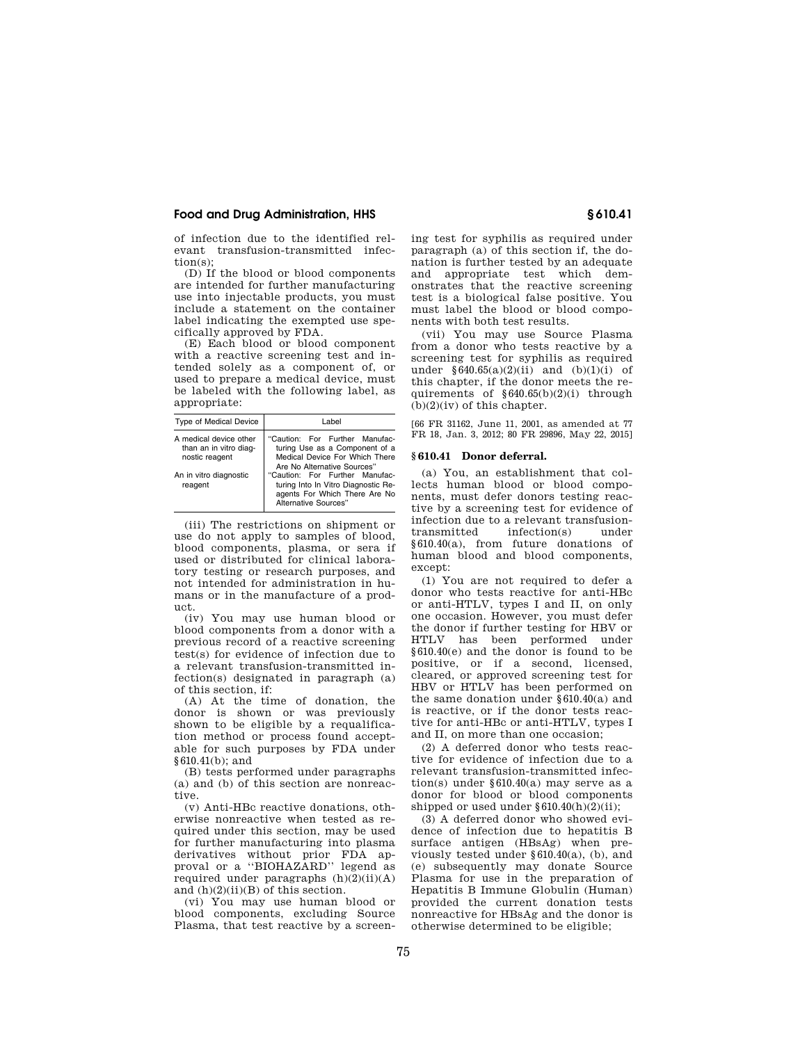of infection due to the identified relevant transfusion-transmitted infection(s);

(D) If the blood or blood components are intended for further manufacturing use into injectable products, you must include a statement on the container label indicating the exempted use specifically approved by FDA.

(E) Each blood or blood component with a reactive screening test and intended solely as a component of, or used to prepare a medical device, must be labeled with the following label, as appropriate:

| Type of Medical Device | Label |
|---|---|
| A medical device other than an in vitro diagnostic reagent | "Caution: For Further Manufacturing Use as a Component of a Medical Device For Which There Are No Alternative Sources" |
| An in vitro diagnostic reagent | "Caution: For Further Manufacturing Into In Vitro Diagnostic Reagents For Which There Are No Alternative Sources" |

(iii) The restrictions on shipment or use do not apply to samples of blood, blood components, plasma, or sera if used or distributed for clinical laboratory testing or research purposes, and not intended for administration in humans or in the manufacture of a product.

(iv) You may use human blood or blood components from a donor with a previous record of a reactive screening test(s) for evidence of infection due to a relevant transfusion-transmitted infection(s) designated in paragraph (a) of this section, if:

(A) At the time of donation, the donor is shown or was previously shown to be eligible by a requalification method or process found acceptable for such purposes by FDA under §610.41(b); and

(B) tests performed under paragraphs (a) and (b) of this section are nonreactive.

(v) Anti-HBc reactive donations, otherwise nonreactive when tested as required under this section, may be used for further manufacturing into plasma derivatives without prior FDA approval or a ''BIOHAZARD'' legend as required under paragraphs (h)(2)(ii)(A) and (h)(2)(ii)(B) of this section.

(vi) You may use human blood or blood components, excluding Source Plasma, that test reactive by a screening test for syphilis as required under paragraph (a) of this section if, the donation is further tested by an adequate and appropriate test which demonstrates that the reactive screening test is a biological false positive. You must label the blood or blood components with both test results.

(vii) You may use Source Plasma from a donor who tests reactive by a screening test for syphilis as required under §640.65(a)(2)(ii) and (b)(1)(i) of this chapter, if the donor meets the requirements of §640.65(b)(2)(i) through (b)(2)(iv) of this chapter.

[66 FR 31162, June 11, 2001, as amended at 77 FR 18, Jan. 3, 2012; 80 FR 29896, May 22, 2015]

## §610.41 Donor deferral.

(a) You, an establishment that collects human blood or blood components, must defer donors testing reactive by a screening test for evidence of infection due to a relevant transfusion-transmitted infection(s) under §610.40(a), from future donations of human blood and blood components, except:

(1) You are not required to defer a donor who tests reactive for anti-HBc or anti-HTLV, types I and II, on only one occasion. However, you must defer the donor if further testing for HBV or HTLV has been performed under §610.40(e) and the donor is found to be positive, or if a second, licensed, cleared, or approved screening test for HBV or HTLV has been performed on the same donation under §610.40(a) and is reactive, or if the donor tests reactive for anti-HBc or anti-HTLV, types I and II, on more than one occasion;

(2) A deferred donor who tests reactive for evidence of infection due to a relevant transfusion-transmitted infection(s) under §610.40(a) may serve as a donor for blood or blood components shipped or used under §610.40(h)(2)(ii);

(3) A deferred donor who showed evidence of infection due to hepatitis B surface antigen (HBsAg) when previously tested under §610.40(a), (b), and (e) subsequently may donate Source Plasma for use in the preparation of Hepatitis B Immune Globulin (Human) provided the current donation tests nonreactive for HBsAg and the donor is otherwise determined to be eligible;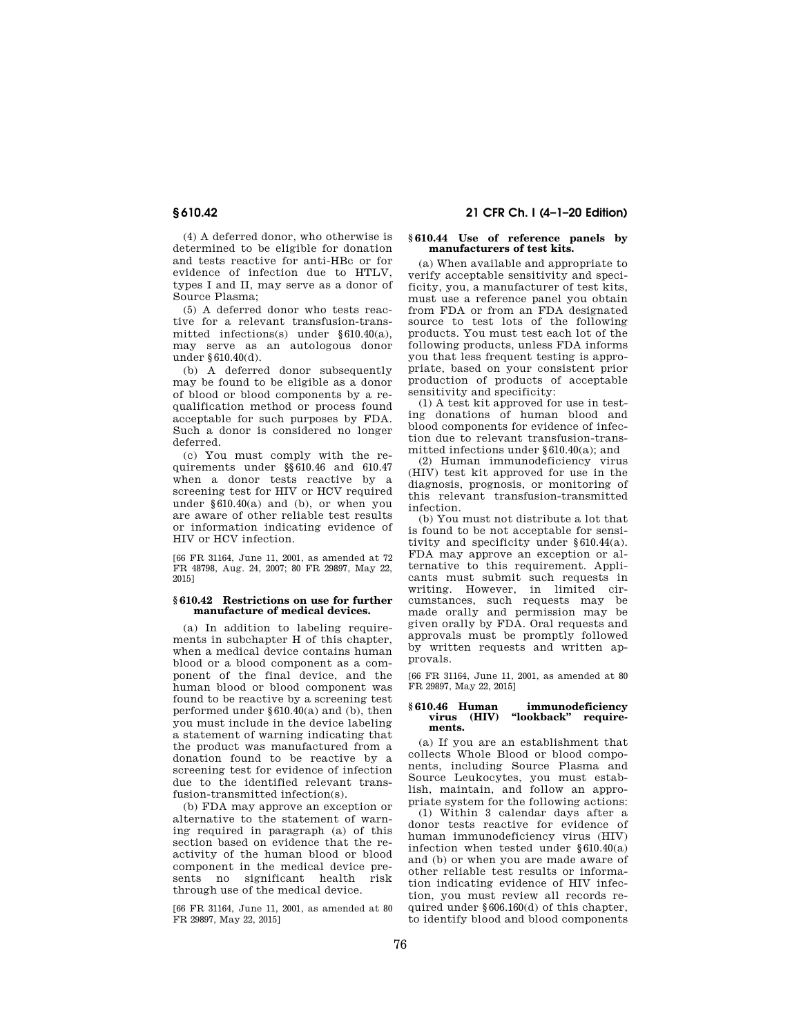(4) A deferred donor, who otherwise is determined to be eligible for donation and tests reactive for anti-HBc or for evidence of infection due to HTLV, types I and II, may serve as a donor of Source Plasma;

(5) A deferred donor who tests reactive for a relevant transfusion-transmitted infections(s) under §610.40(a), may serve as an autologous donor under §610.40(d).

(b) A deferred donor subsequently may be found to be eligible as a donor of blood or blood components by a requalification method or process found acceptable for such purposes by FDA. Such a donor is considered no longer deferred.

(c) You must comply with the requirements under §§610.46 and 610.47 when a donor tests reactive by a screening test for HIV or HCV required under §610.40(a) and (b), or when you are aware of other reliable test results or information indicating evidence of HIV or HCV infection.

[66 FR 31164, June 11, 2001, as amended at 72 FR 48798, Aug. 24, 2007; 80 FR 29897, May 22, 2015]

## §610.42 Restrictions on use for further manufacture of medical devices.

(a) In addition to labeling requirements in subchapter H of this chapter, when a medical device contains human blood or a blood component as a component of the final device, and the human blood or blood component was found to be reactive by a screening test performed under §610.40(a) and (b), then you must include in the device labeling a statement of warning indicating that the product was manufactured from a donation found to be reactive by a screening test for evidence of infection due to the identified relevant transfusion-transmitted infection(s).

(b) FDA may approve an exception or alternative to the statement of warning required in paragraph (a) of this section based on evidence that the reactivity of the human blood or blood component in the medical device presents no significant health risk through use of the medical device.

[66 FR 31164, June 11, 2001, as amended at 80 FR 29897, May 22, 2015]

## §610.44 Use of reference panels by manufacturers of test kits.

(a) When available and appropriate to verify acceptable sensitivity and specificity, you, a manufacturer of test kits, must use a reference panel you obtain from FDA or from an FDA designated source to test lots of the following products. You must test each lot of the following products, unless FDA informs you that less frequent testing is appropriate, based on your consistent prior production of products of acceptable sensitivity and specificity:

(1) A test kit approved for use in testing donations of human blood and blood components for evidence of infection due to relevant transfusion-transmitted infections under §610.40(a); and

(2) Human immunodeficiency virus (HIV) test kit approved for use in the diagnosis, prognosis, or monitoring of this relevant transfusion-transmitted infection.

(b) You must not distribute a lot that is found to be not acceptable for sensitivity and specificity under §610.44(a). FDA may approve an exception or alternative to this requirement. Applicants must submit such requests in writing. However, in limited circumstances, such requests may be made orally and permission may be given orally by FDA. Oral requests and approvals must be promptly followed by written requests and written approvals.

[66 FR 31164, June 11, 2001, as amended at 80 FR 29897, May 22, 2015]

## §610.46 Human immunodeficiency virus (HIV) "lookback" requirements.

(a) If you are an establishment that collects Whole Blood or blood components, including Source Plasma and Source Leukocytes, you must establish, maintain, and follow an appropriate system for the following actions:

(1) Within 3 calendar days after a donor tests reactive for evidence of human immunodeficiency virus (HIV) infection when tested under §610.40(a) and (b) or when you are made aware of other reliable test results or information indicating evidence of HIV infection, you must review all records required under §606.160(d) of this chapter, to identify blood and blood components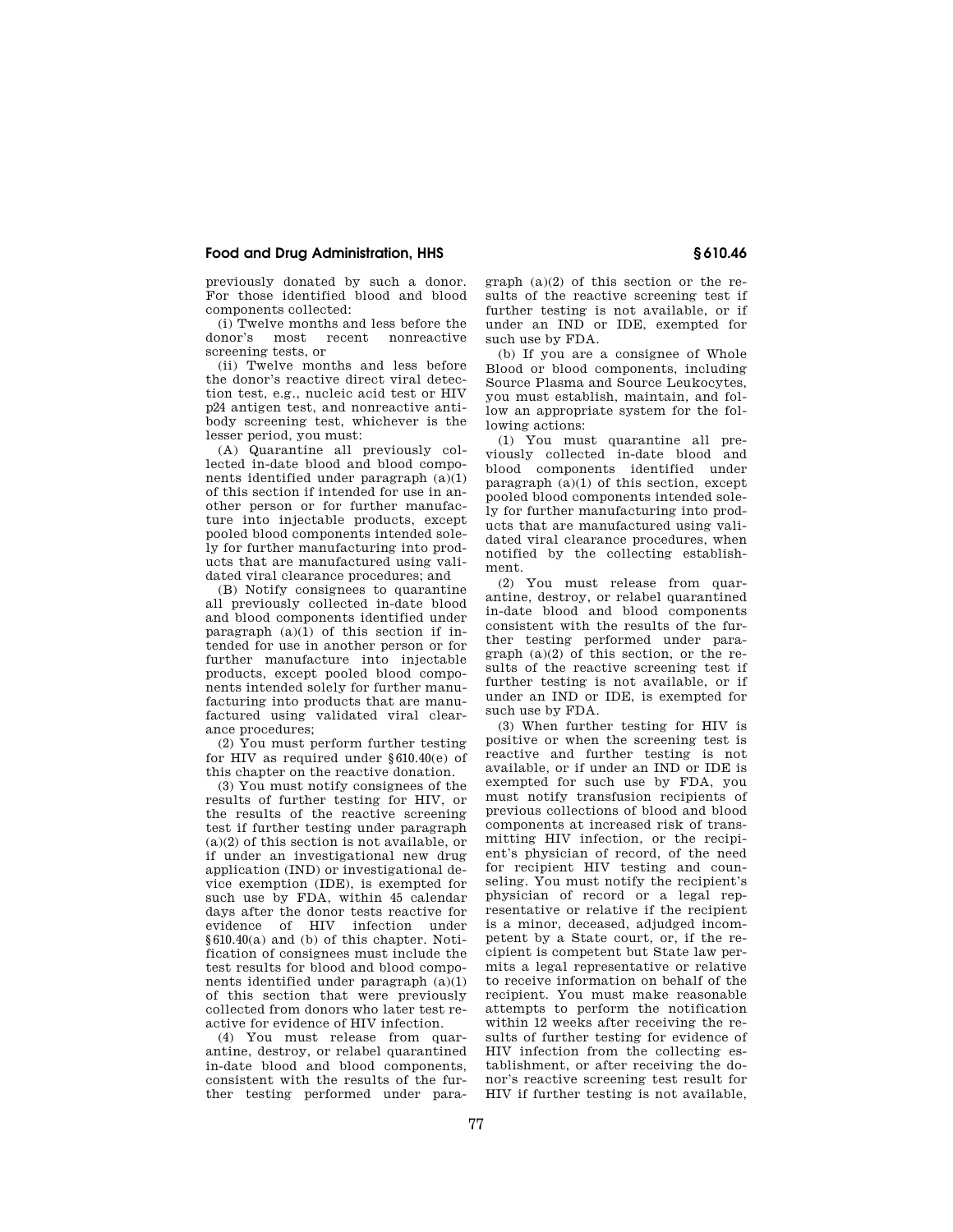previously donated by such a donor. For those identified blood and blood components collected:

(i) Twelve months and less before the donor's most recent nonreactive screening tests, or

(ii) Twelve months and less before the donor's reactive direct viral detection test, e.g., nucleic acid test or HIV p24 antigen test, and nonreactive antibody screening test, whichever is the lesser period, you must:

(A) Quarantine all previously collected in-date blood and blood components identified under paragraph (a)(1) of this section if intended for use in another person or for further manufacture into injectable products, except pooled blood components intended solely for further manufacturing into products that are manufactured using validated viral clearance procedures; and

(B) Notify consignees to quarantine all previously collected in-date blood and blood components identified under paragraph (a)(1) of this section if intended for use in another person or for further manufacture into injectable products, except pooled blood components intended solely for further manufacturing into products that are manufactured using validated viral clearance procedures;

(2) You must perform further testing for HIV as required under §610.40(e) of this chapter on the reactive donation.

(3) You must notify consignees of the results of further testing for HIV, or the results of the reactive screening test if further testing under paragraph (a)(2) of this section is not available, or if under an investigational new drug application (IND) or investigational device exemption (IDE), is exempted for such use by FDA, within 45 calendar days after the donor tests reactive for evidence of HIV infection under §610.40(a) and (b) of this chapter. Notification of consignees must include the test results for blood and blood components identified under paragraph (a)(1) of this section that were previously collected from donors who later test reactive for evidence of HIV infection.

(4) You must release from quarantine, destroy, or relabel quarantined in-date blood and blood components, consistent with the results of the further testing performed under paragraph (a)(2) of this section or the results of the reactive screening test if further testing is not available, or if under an IND or IDE, exempted for such use by FDA.

(b) If you are a consignee of Whole Blood or blood components, including Source Plasma and Source Leukocytes, you must establish, maintain, and follow an appropriate system for the following actions:

(1) You must quarantine all previously collected in-date blood and blood components identified under paragraph (a)(1) of this section, except pooled blood components intended solely for further manufacturing into products that are manufactured using validated viral clearance procedures, when notified by the collecting establishment.

(2) You must release from quarantine, destroy, or relabel quarantined in-date blood and blood components consistent with the results of the further testing performed under paragraph (a)(2) of this section, or the results of the reactive screening test if further testing is not available, or if under an IND or IDE, is exempted for such use by FDA.

(3) When further testing for HIV is positive or when the screening test is reactive and further testing is not available, or if under an IND or IDE is exempted for such use by FDA, you must notify transfusion recipients of previous collections of blood and blood components at increased risk of transmitting HIV infection, or the recipient's physician of record, of the need for recipient HIV testing and counseling. You must notify the recipient's physician of record or a legal representative or relative if the recipient is a minor, deceased, adjudged incompetent by a State court, or, if the recipient is competent but State law permits a legal representative or relative to receive information on behalf of the recipient. You must make reasonable attempts to perform the notification within 12 weeks after receiving the results of further testing for evidence of HIV infection from the collecting establishment, or after receiving the donor's reactive screening test result for HIV if further testing is not available,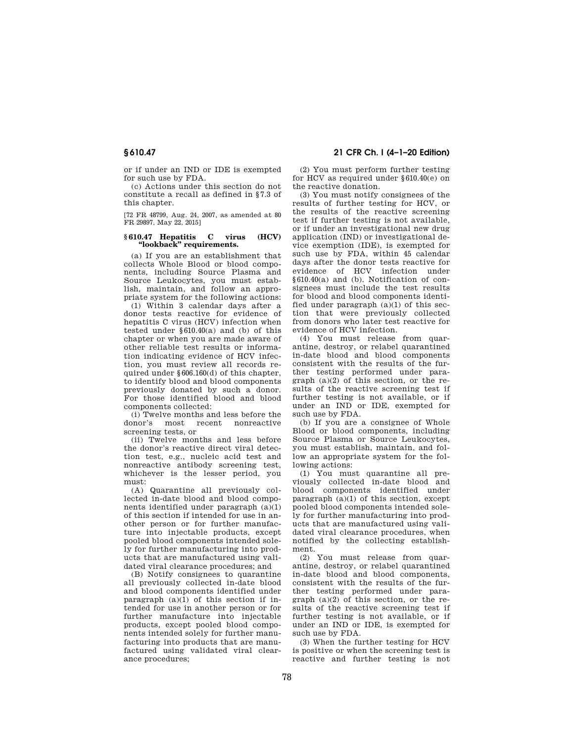or if under an IND or IDE is exempted for such use by FDA.

(c) Actions under this section do not constitute a recall as defined in §7.3 of this chapter.

[72 FR 48799, Aug. 24, 2007, as amended at 80 FR 29897, May 22, 2015]

### §610.47 Hepatitis C virus (HCV) "lookback" requirements.

(a) If you are an establishment that collects Whole Blood or blood components, including Source Plasma and Source Leukocytes, you must establish, maintain, and follow an appropriate system for the following actions:

(1) Within 3 calendar days after a donor tests reactive for evidence of hepatitis C virus (HCV) infection when tested under §610.40(a) and (b) of this chapter or when you are made aware of other reliable test results or information indicating evidence of HCV infection, you must review all records required under §606.160(d) of this chapter, to identify blood and blood components previously donated by such a donor. For those identified blood and blood components collected:

(i) Twelve months and less before the donor's most recent nonreactive screening tests, or

(ii) Twelve months and less before the donor's reactive direct viral detection test, e.g., nucleic acid test and nonreactive antibody screening test, whichever is the lesser period, you must:

(A) Quarantine all previously collected in-date blood and blood components identified under paragraph (a)(1) of this section if intended for use in another person or for further manufacture into injectable products, except pooled blood components intended solely for further manufacturing into products that are manufactured using validated viral clearance procedures; and

(B) Notify consignees to quarantine all previously collected in-date blood and blood components identified under paragraph (a)(1) of this section if intended for use in another person or for further manufacture into injectable products, except pooled blood components intended solely for further manufacturing into products that are manufactured using validated viral clearance procedures;

(2) You must perform further testing for HCV as required under §610.40(e) on the reactive donation.

(3) You must notify consignees of the results of further testing for HCV, or the results of the reactive screening test if further testing is not available, or if under an investigational new drug application (IND) or investigational device exemption (IDE), is exempted for such use by FDA, within 45 calendar days after the donor tests reactive for evidence of HCV infection under §610.40(a) and (b). Notification of consignees must include the test results for blood and blood components identified under paragraph (a)(1) of this section that were previously collected from donors who later test reactive for evidence of HCV infection.

(4) You must release from quarantine, destroy, or relabel quarantined in-date blood and blood components consistent with the results of the further testing performed under paragraph (a)(2) of this section, or the results of the reactive screening test if further testing is not available, or if under an IND or IDE, exempted for such use by FDA.

(b) If you are a consignee of Whole Blood or blood components, including Source Plasma or Source Leukocytes, you must establish, maintain, and follow an appropriate system for the following actions:

(1) You must quarantine all previously collected in-date blood and blood components identified under paragraph (a)(1) of this section, except pooled blood components intended solely for further manufacturing into products that are manufactured using validated viral clearance procedures, when notified by the collecting establishment.

(2) You must release from quarantine, destroy, or relabel quarantined in-date blood and blood components, consistent with the results of the further testing performed under paragraph (a)(2) of this section, or the results of the reactive screening test if further testing is not available, or if under an IND or IDE, is exempted for such use by FDA.

(3) When the further testing for HCV is positive or when the screening test is reactive and further testing is not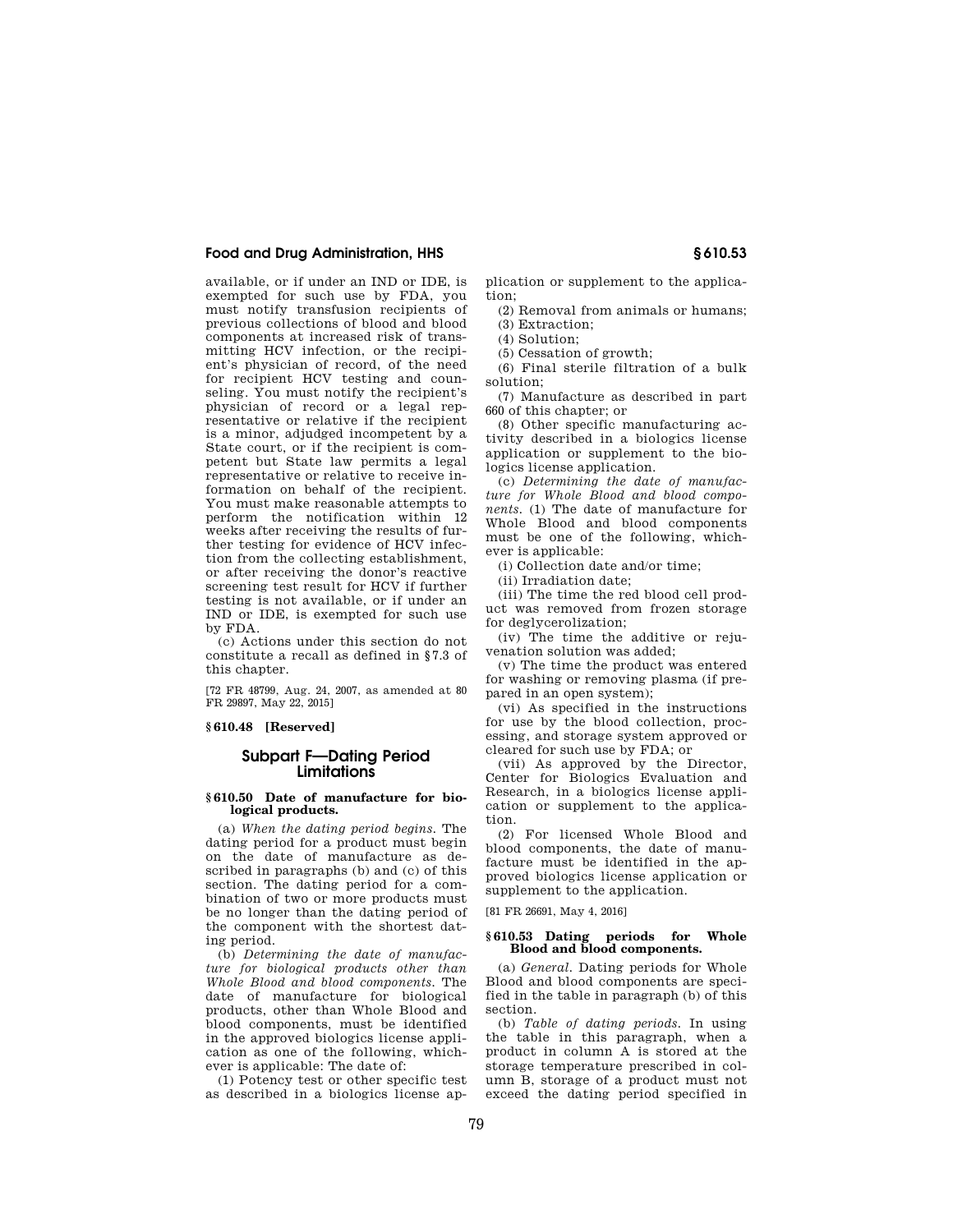available, or if under an IND or IDE, is exempted for such use by FDA, you must notify transfusion recipients of previous collections of blood and blood components at increased risk of transmitting HCV infection, or the recipient's physician of record, of the need for recipient HCV testing and counseling. You must notify the recipient's physician of record or a legal representative or relative if the recipient is a minor, adjudged incompetent by a State court, or if the recipient is competent but State law permits a legal representative or relative to receive information on behalf of the recipient. You must make reasonable attempts to perform the notification within 12 weeks after receiving the results of further testing for evidence of HCV infection from the collecting establishment, or after receiving the donor's reactive screening test result for HCV if further testing is not available, or if under an IND or IDE, is exempted for such use by FDA.

(c) Actions under this section do not constitute a recall as defined in §7.3 of this chapter.

[72 FR 48799, Aug. 24, 2007, as amended at 80 FR 29897, May 22, 2015]

### § 610.48 [Reserved]

## Subpart F—Dating Period Limitations

### § 610.50 Date of manufacture for biological products.

(a) *When the dating period begins.* The dating period for a product must begin on the date of manufacture as described in paragraphs (b) and (c) of this section. The dating period for a combination of two or more products must be no longer than the dating period of the component with the shortest dating period.

(b) *Determining the date of manufacture for biological products other than Whole Blood and blood components.* The date of manufacture for biological products, other than Whole Blood and blood components, must be identified in the approved biologics license application as one of the following, whichever is applicable: The date of:

(1) Potency test or other specific test as described in a biologics license application or supplement to the application;

(2) Removal from animals or humans;

(3) Extraction;

(4) Solution;

(5) Cessation of growth;

(6) Final sterile filtration of a bulk solution;

(7) Manufacture as described in part 660 of this chapter; or

(8) Other specific manufacturing activity described in a biologics license application or supplement to the biologics license application.

(c) *Determining the date of manufacture for Whole Blood and blood components.* (1) The date of manufacture for Whole Blood and blood components must be one of the following, whichever is applicable:

(i) Collection date and/or time;

(ii) Irradiation date;

(iii) The time the red blood cell product was removed from frozen storage for deglycerolization;

(iv) The time the additive or rejuvenation solution was added;

(v) The time the product was entered for washing or removing plasma (if prepared in an open system);

(vi) As specified in the instructions for use by the blood collection, processing, and storage system approved or cleared for such use by FDA; or

(vii) As approved by the Director, Center for Biologics Evaluation and Research, in a biologics license application or supplement to the application.

(2) For licensed Whole Blood and blood components, the date of manufacture must be identified in the approved biologics license application or supplement to the application.

[81 FR 26691, May 4, 2016]

### § 610.53 Dating periods for Whole Blood and blood components.

(a) *General.* Dating periods for Whole Blood and blood components are specified in the table in paragraph (b) of this section.

(b) *Table of dating periods.* In using the table in this paragraph, when a product in column A is stored at the storage temperature prescribed in column B, storage of a product must not exceed the dating period specified in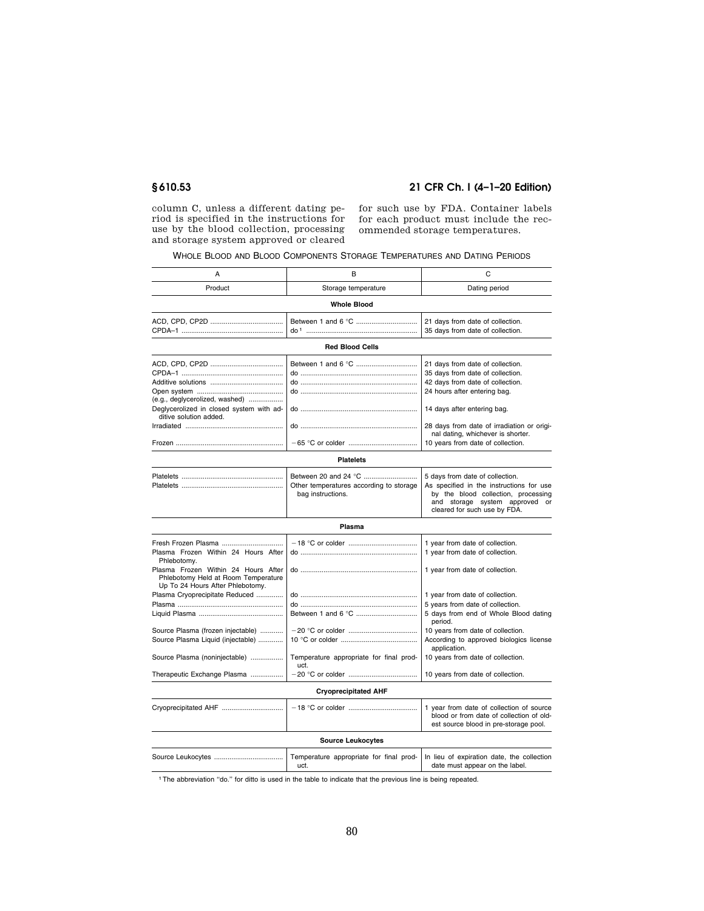column C, unless a different dating period is specified in the instructions for use by the blood collection, processing and storage system approved or cleared for such use by FDA. Container labels for each product must include the recommended storage temperatures.

WHOLE BLOOD AND BLOOD COMPONENTS STORAGE TEMPERATURES AND DATING PERIODS

| A | B | C |
|---|---|---|
| Product | Storage temperature | Dating period |
| **Whole Blood** | | |
| ACD, CPD, CP2D | Between 1 and 6 °C | 21 days from date of collection. |
| CPDA–1 | do [1] | 35 days from date of collection. |
| **Red Blood Cells** | | |
| ACD, CPD, CP2D | Between 1 and 6 °C | 21 days from date of collection. |
| CPDA–1 | do | 35 days from date of collection. |
| Additive solutions | do | 42 days from date of collection. |
| Open system (e.g., deglycerolized, washed) | do | 24 hours after entering bag. |
| Deglycerolized in closed system with additive solution added. | do | 14 days after entering bag. |
| Irradiated | do | 28 days from date of irradiation or original dating, whichever is shorter. |
| Frozen | −65 °C or colder | 10 years from date of collection. |
| **Platelets** | | |
| Platelets | Between 20 and 24 °C | 5 days from date of collection. |
| Platelets | Other temperatures according to storage bag instructions. | As specified in the instructions for use by the blood collection, processing and storage system approved or cleared for such use by FDA. |
| **Plasma** | | |
| Fresh Frozen Plasma | −18 °C or colder | 1 year from date of collection. |
| Plasma Frozen Within 24 Hours After Phlebotomy. | do | 1 year from date of collection. |
| Plasma Frozen Within 24 Hours After Phlebotomy Held at Room Temperature Up To 24 Hours After Phlebotomy. | do | 1 year from date of collection. |
| Plasma Cryoprecipitate Reduced | do | 1 year from date of collection. |
| Plasma | do | 5 years from date of collection. |
| Liquid Plasma | Between 1 and 6 °C | 5 days from end of Whole Blood dating period. |
| Source Plasma (frozen injectable) | −20 °C or colder | 10 years from date of collection. |
| Source Plasma Liquid (injectable) | 10 °C or colder | According to approved biologics license application. |
| Source Plasma (noninjectable) | Temperature appropriate for final product. | 10 years from date of collection. |
| Therapeutic Exchange Plasma | −20 °C or colder | 10 years from date of collection. |
| **Cryoprecipitated AHF** | | |
| Cryoprecipitated AHF | −18 °C or colder | 1 year from date of collection of source blood or from date of collection of oldest source blood in pre-storage pool. |
| **Source Leukocytes** | | |
| Source Leukocytes | Temperature appropriate for final product. | In lieu of expiration date, the collection date must appear on the label. |

[1] The abbreviation "do." for ditto is used in the table to indicate that the previous line is being repeated.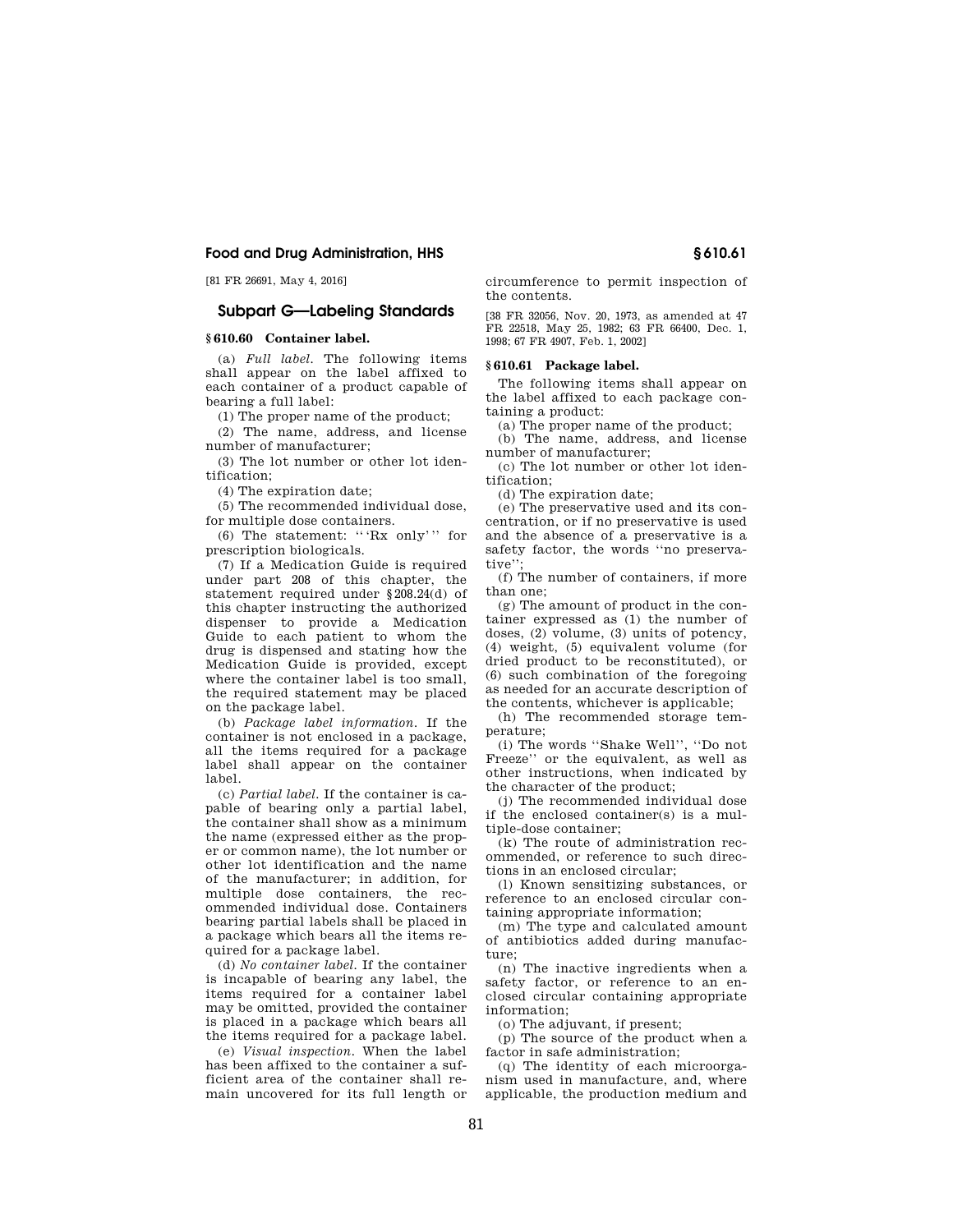[81 FR 26691, May 4, 2016]

## Subpart G—Labeling Standards

### § 610.60 Container label.

(a) *Full label.* The following items shall appear on the label affixed to each container of a product capable of bearing a full label:

(1) The proper name of the product;

(2) The name, address, and license number of manufacturer;

(3) The lot number or other lot identification;

(4) The expiration date;

(5) The recommended individual dose, for multiple dose containers.

(6) The statement: '' 'Rx only' '' for prescription biologicals.

(7) If a Medication Guide is required under part 208 of this chapter, the statement required under §208.24(d) of this chapter instructing the authorized dispenser to provide a Medication Guide to each patient to whom the drug is dispensed and stating how the Medication Guide is provided, except where the container label is too small, the required statement may be placed on the package label.

(b) *Package label information.* If the container is not enclosed in a package, all the items required for a package label shall appear on the container label.

(c) *Partial label.* If the container is capable of bearing only a partial label, the container shall show as a minimum the name (expressed either as the proper or common name), the lot number or other lot identification and the name of the manufacturer; in addition, for multiple dose containers, the recommended individual dose. Containers bearing partial labels shall be placed in a package which bears all the items required for a package label.

(d) *No container label.* If the container is incapable of bearing any label, the items required for a container label may be omitted, provided the container is placed in a package which bears all the items required for a package label.

(e) *Visual inspection.* When the label has been affixed to the container a sufficient area of the container shall remain uncovered for its full length or circumference to permit inspection of the contents.

[38 FR 32056, Nov. 20, 1973, as amended at 47 FR 22518, May 25, 1982; 63 FR 66400, Dec. 1, 1998; 67 FR 4907, Feb. 1, 2002]

### § 610.61 Package label.

The following items shall appear on the label affixed to each package containing a product:

(a) The proper name of the product;

(b) The name, address, and license number of manufacturer;

(c) The lot number or other lot identification;

(d) The expiration date;

(e) The preservative used and its concentration, or if no preservative is used and the absence of a preservative is a safety factor, the words ''no preservative'';

(f) The number of containers, if more than one;

(g) The amount of product in the container expressed as (1) the number of doses, (2) volume, (3) units of potency, (4) weight, (5) equivalent volume (for dried product to be reconstituted), or (6) such combination of the foregoing as needed for an accurate description of the contents, whichever is applicable;

(h) The recommended storage temperature;

(i) The words ''Shake Well'', ''Do not Freeze'' or the equivalent, as well as other instructions, when indicated by the character of the product;

(j) The recommended individual dose if the enclosed container(s) is a multiple-dose container;

(k) The route of administration recommended, or reference to such directions in an enclosed circular;

(l) Known sensitizing substances, or reference to an enclosed circular containing appropriate information;

(m) The type and calculated amount of antibiotics added during manufacture;

(n) The inactive ingredients when a safety factor, or reference to an enclosed circular containing appropriate information;

(o) The adjuvant, if present;

(p) The source of the product when a factor in safe administration;

(q) The identity of each microorganism used in manufacture, and, where applicable, the production medium and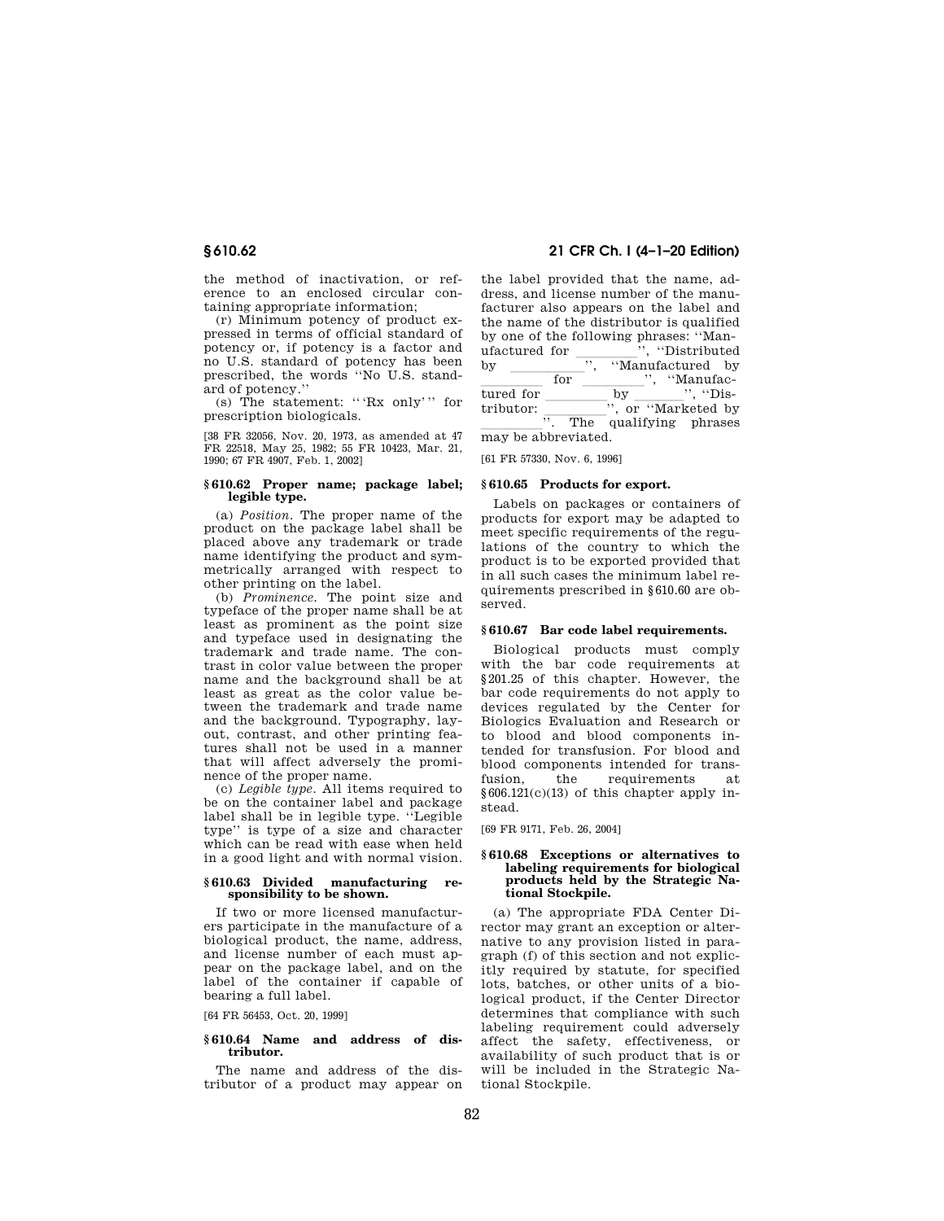the method of inactivation, or reference to an enclosed circular containing appropriate information;

(r) Minimum potency of product expressed in terms of official standard of potency or, if potency is a factor and no U.S. standard of potency has been prescribed, the words ''No U.S. standard of potency.''

(s) The statement: '''Rx only''' for prescription biologicals.

[38 FR 32056, Nov. 20, 1973, as amended at 47 FR 22518, May 25, 1982; 55 FR 10423, Mar. 21, 1990; 67 FR 4907, Feb. 1, 2002]

### § 610.62 Proper name; package label; legible type.

(a) *Position.* The proper name of the product on the package label shall be placed above any trademark or trade name identifying the product and symmetrically arranged with respect to other printing on the label.

(b) *Prominence.* The point size and typeface of the proper name shall be at least as prominent as the point size and typeface used in designating the trademark and trade name. The contrast in color value between the proper name and the background shall be at least as great as the color value between the trademark and trade name and the background. Typography, layout, contrast, and other printing features shall not be used in a manner that will affect adversely the prominence of the proper name.

(c) *Legible type.* All items required to be on the container label and package label shall be in legible type. ''Legible type'' is type of a size and character which can be read with ease when held in a good light and with normal vision.

### § 610.63 Divided manufacturing responsibility to be shown.

If two or more licensed manufacturers participate in the manufacture of a biological product, the name, address, and license number of each must appear on the package label, and on the label of the container if capable of bearing a full label.

[64 FR 56453, Oct. 20, 1999]

### § 610.64 Name and address of distributor.

The name and address of the distributor of a product may appear on the label provided that the name, address, and license number of the manufacturer also appears on the label and the name of the distributor is qualified by one of the following phrases: ''Manufactured for ________'', ''Distributed by ________'', ''Manufactured by ________ for ________'', ''Manufactured for ________ by ________'', ''Distributor: ________'', or ''Marketed by ________''. The qualifying phrases may be abbreviated.

[61 FR 57330, Nov. 6, 1996]

### § 610.65 Products for export.

Labels on packages or containers of products for export may be adapted to meet specific requirements of the regulations of the country to which the product is to be exported provided that in all such cases the minimum label requirements prescribed in §610.60 are observed.

### § 610.67 Bar code label requirements.

Biological products must comply with the bar code requirements at §201.25 of this chapter. However, the bar code requirements do not apply to devices regulated by the Center for Biologics Evaluation and Research or to blood and blood components intended for transfusion. For blood and blood components intended for transfusion, the requirements at §606.121(c)(13) of this chapter apply instead.

[69 FR 9171, Feb. 26, 2004]

### § 610.68 Exceptions or alternatives to labeling requirements for biological products held by the Strategic National Stockpile.

(a) The appropriate FDA Center Director may grant an exception or alternative to any provision listed in paragraph (f) of this section and not explicitly required by statute, for specified lots, batches, or other units of a biological product, if the Center Director determines that compliance with such labeling requirement could adversely affect the safety, effectiveness, or availability of such product that is or will be included in the Strategic National Stockpile.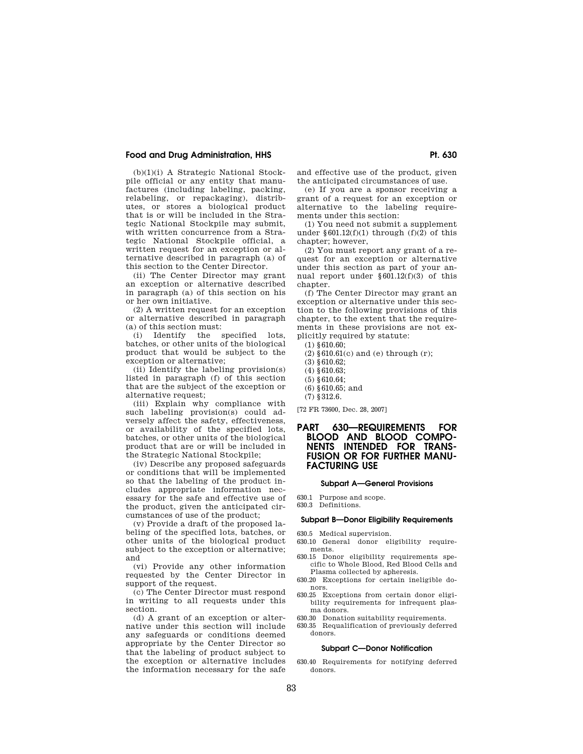(b)(1)(i) A Strategic National Stockpile official or any entity that manufactures (including labeling, packing, relabeling, or repackaging), distributes, or stores a biological product that is or will be included in the Strategic National Stockpile may submit, with written concurrence from a Strategic National Stockpile official, a written request for an exception or alternative described in paragraph (a) of this section to the Center Director.

(ii) The Center Director may grant an exception or alternative described in paragraph (a) of this section on his or her own initiative.

(2) A written request for an exception or alternative described in paragraph (a) of this section must:

(i) Identify the specified lots, batches, or other units of the biological product that would be subject to the exception or alternative;

(ii) Identify the labeling provision(s) listed in paragraph (f) of this section that are the subject of the exception or alternative request;

(iii) Explain why compliance with such labeling provision(s) could adversely affect the safety, effectiveness, or availability of the specified lots, batches, or other units of the biological product that are or will be included in the Strategic National Stockpile;

(iv) Describe any proposed safeguards or conditions that will be implemented so that the labeling of the product includes appropriate information necessary for the safe and effective use of the product, given the anticipated circumstances of use of the product;

(v) Provide a draft of the proposed labeling of the specified lots, batches, or other units of the biological product subject to the exception or alternative; and

(vi) Provide any other information requested by the Center Director in support of the request.

(c) The Center Director must respond in writing to all requests under this section.

(d) A grant of an exception or alternative under this section will include any safeguards or conditions deemed appropriate by the Center Director so that the labeling of product subject to the exception or alternative includes the information necessary for the safe and effective use of the product, given the anticipated circumstances of use.

(e) If you are a sponsor receiving a grant of a request for an exception or alternative to the labeling requirements under this section:

(1) You need not submit a supplement under §601.12(f)(1) through (f)(2) of this chapter; however,

(2) You must report any grant of a request for an exception or alternative under this section as part of your annual report under §601.12(f)(3) of this chapter.

(f) The Center Director may grant an exception or alternative under this section to the following provisions of this chapter, to the extent that the requirements in these provisions are not explicitly required by statute:

(1) §610.60;

(2) §610.61(c) and (e) through (r);

(3) §610.62;

(4) §610.63;

(5) §610.64;

(6) §610.65; and

(7) §312.6.

[72 FR 73600, Dec. 28, 2007]

# PART 630—REQUIREMENTS FOR BLOOD AND BLOOD COMPONENTS INTENDED FOR TRANSFUSION OR FOR FURTHER MANUFACTURING USE

### Subpart A—General Provisions

630.1 Purpose and scope.
630.3 Definitions.

### Subpart B—Donor Eligibility Requirements

630.5 Medical supervision.
630.10 General donor eligibility requirements.
630.15 Donor eligibility requirements specific to Whole Blood, Red Blood Cells and Plasma collected by apheresis.
630.20 Exceptions for certain ineligible donors.
630.25 Exceptions from certain donor eligibility requirements for infrequent plasma donors.
630.30 Donation suitability requirements.
630.35 Requalification of previously deferred donors.

### Subpart C—Donor Notification

630.40 Requirements for notifying deferred donors.